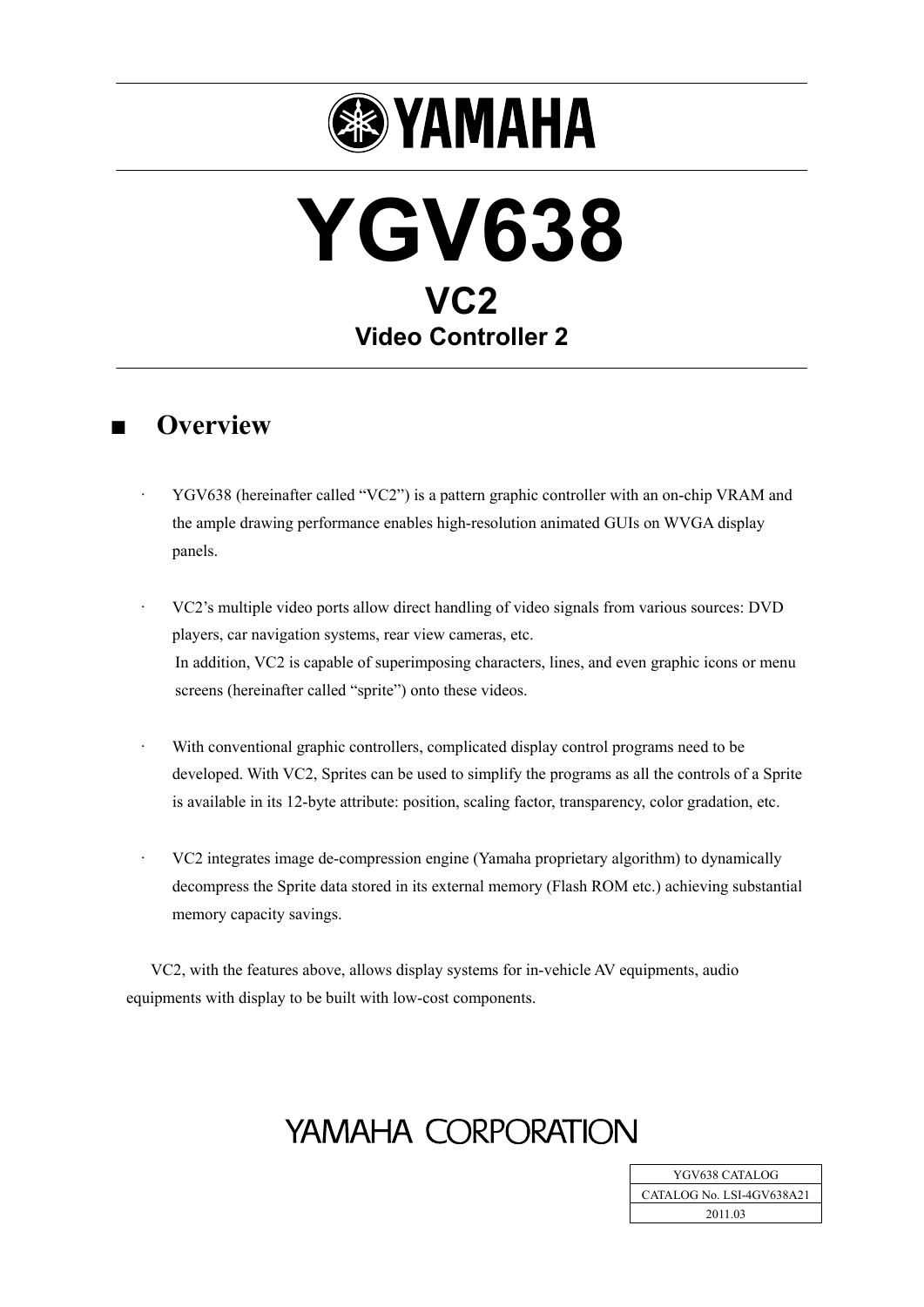# YAMAHA

# YGV638

## VC2

### Video Controller 2

## ■ Overview

- YGV638 (hereinafter called “VC2”) is a pattern graphic controller with an on-chip VRAM and the ample drawing performance enables high-resolution animated GUIs on WVGA display panels.

- VC2’s multiple video ports allow direct handling of video signals from various sources: DVD players, car navigation systems, rear view cameras, etc.
  In addition, VC2 is capable of superimposing characters, lines, and even graphic icons or menu screens (hereinafter called “sprite”) onto these videos.

- With conventional graphic controllers, complicated display control programs need to be developed. With VC2, Sprites can be used to simplify the programs as all the controls of a Sprite is available in its 12-byte attribute: position, scaling factor, transparency, color gradation, etc.

- VC2 integrates image de-compression engine (Yamaha proprietary algorithm) to dynamically decompress the Sprite data stored in its external memory (Flash ROM etc.) achieving substantial memory capacity savings.

VC2, with the features above, allows display systems for in-vehicle AV equipments, audio equipments with display to be built with low-cost components.

YAMAHA CORPORATION

| YGV638 CATALOG |
|---|
| CATALOG No. LSI-4GV638A21 |
| 2011.03 |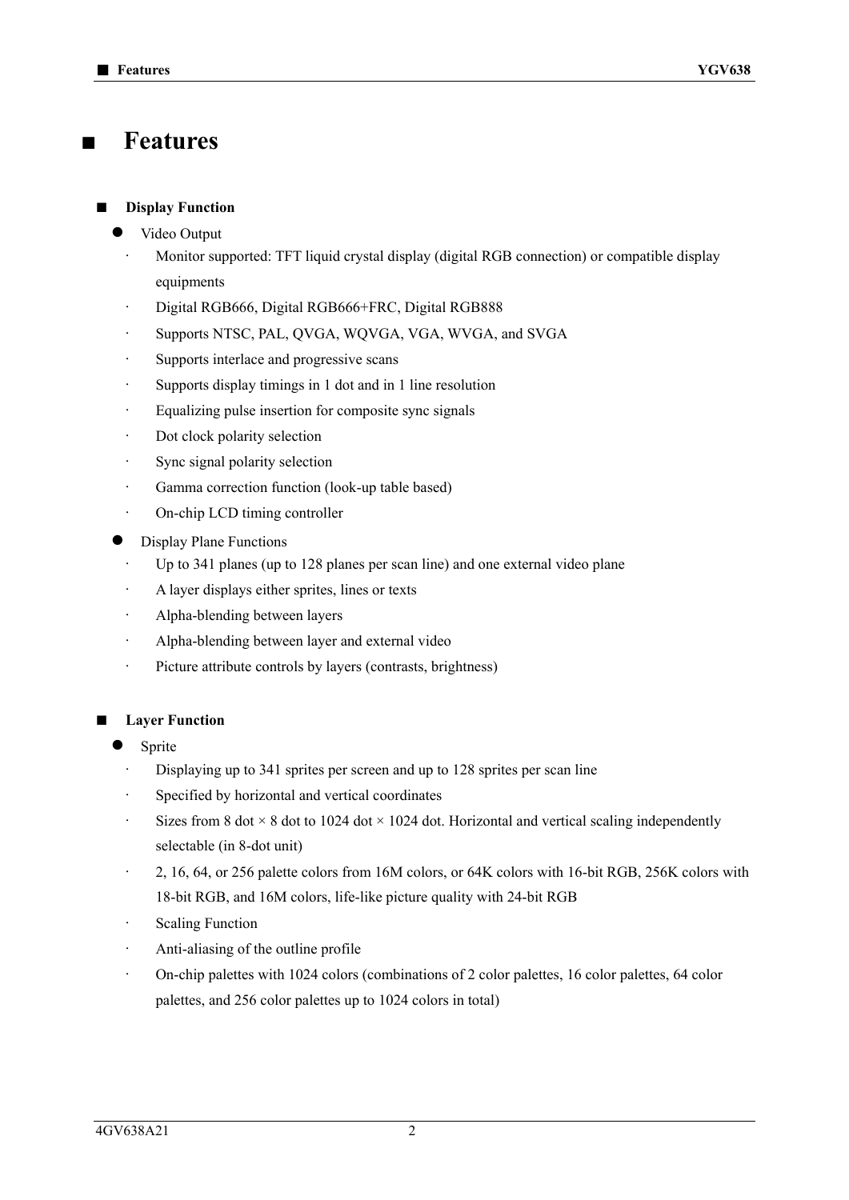# ■ Features

## ■ Display Function

- Video Output
  - Monitor supported: TFT liquid crystal display (digital RGB connection) or compatible display equipments
  - Digital RGB666, Digital RGB666+FRC, Digital RGB888
  - Supports NTSC, PAL, QVGA, WQVGA, VGA, WVGA, and SVGA
  - Supports interlace and progressive scans
  - Supports display timings in 1 dot and in 1 line resolution
  - Equalizing pulse insertion for composite sync signals
  - Dot clock polarity selection
  - Sync signal polarity selection
  - Gamma correction function (look-up table based)
  - On-chip LCD timing controller
- Display Plane Functions
  - Up to 341 planes (up to 128 planes per scan line) and one external video plane
  - A layer displays either sprites, lines or texts
  - Alpha-blending between layers
  - Alpha-blending between layer and external video
  - Picture attribute controls by layers (contrasts, brightness)

## ■ Layer Function

- Sprite
  - Displaying up to 341 sprites per screen and up to 128 sprites per scan line
  - Specified by horizontal and vertical coordinates
  - Sizes from 8 dot × 8 dot to 1024 dot × 1024 dot. Horizontal and vertical scaling independently selectable (in 8-dot unit)
  - 2, 16, 64, or 256 palette colors from 16M colors, or 64K colors with 16-bit RGB, 256K colors with 18-bit RGB, and 16M colors, life-like picture quality with 24-bit RGB
  - Scaling Function
  - Anti-aliasing of the outline profile
  - On-chip palettes with 1024 colors (combinations of 2 color palettes, 16 color palettes, 64 color palettes, and 256 color palettes up to 1024 colors in total)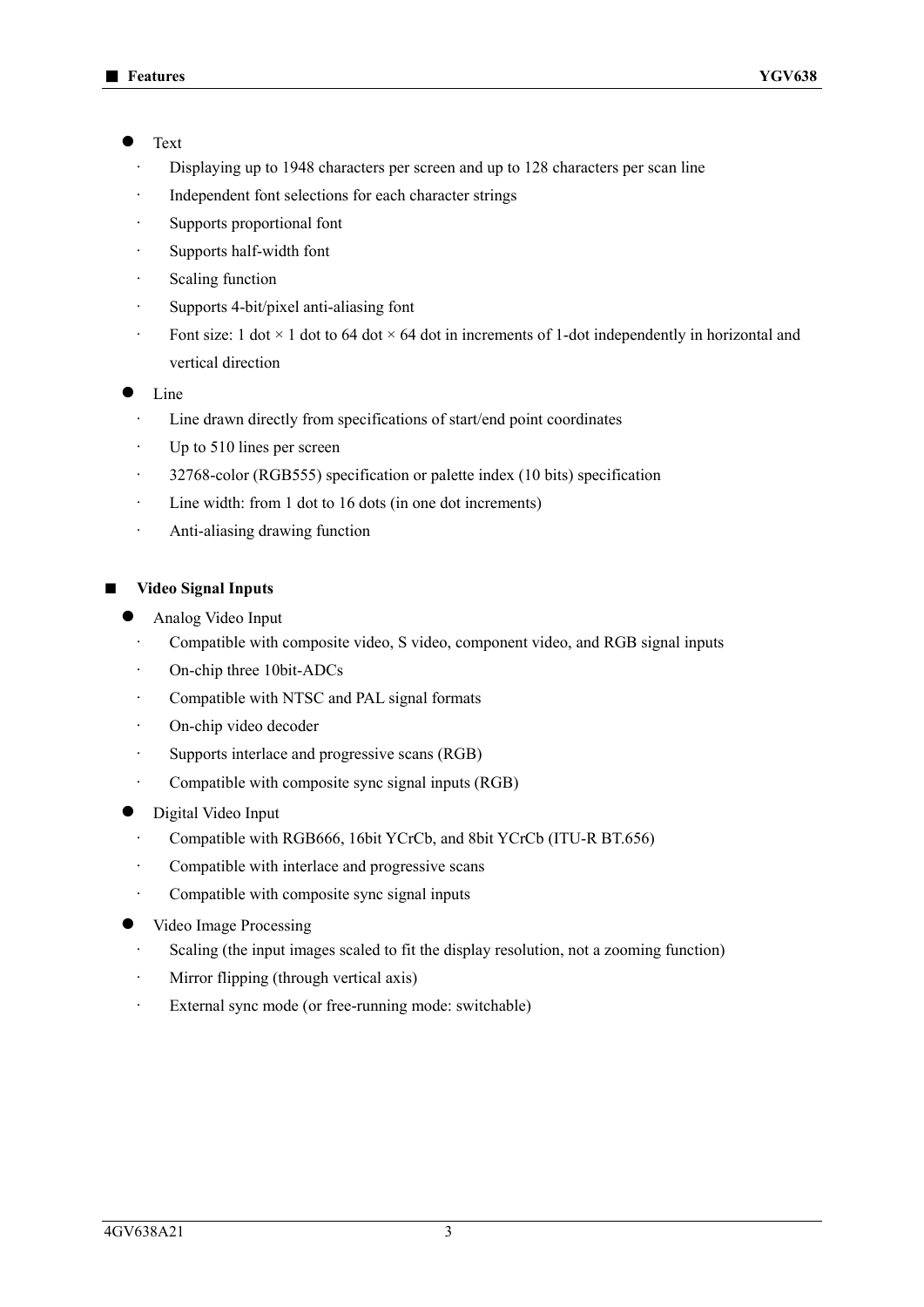- Text
  - Displaying up to 1948 characters per screen and up to 128 characters per scan line
  - Independent font selections for each character strings
  - Supports proportional font
  - Supports half-width font
  - Scaling function
  - Supports 4-bit/pixel anti-aliasing font
  - Font size: 1 dot × 1 dot to 64 dot × 64 dot in increments of 1-dot independently in horizontal and vertical direction
- Line
  - Line drawn directly from specifications of start/end point coordinates
  - Up to 510 lines per screen
  - 32768-color (RGB555) specification or palette index (10 bits) specification
  - Line width: from 1 dot to 16 dots (in one dot increments)
  - Anti-aliasing drawing function

## ■ Video Signal Inputs

- Analog Video Input
  - Compatible with composite video, S video, component video, and RGB signal inputs
  - On-chip three 10bit-ADCs
  - Compatible with NTSC and PAL signal formats
  - On-chip video decoder
  - Supports interlace and progressive scans (RGB)
  - Compatible with composite sync signal inputs (RGB)
- Digital Video Input
  - Compatible with RGB666, 16bit YCrCb, and 8bit YCrCb (ITU-R BT.656)
  - Compatible with interlace and progressive scans
  - Compatible with composite sync signal inputs
- Video Image Processing
  - Scaling (the input images scaled to fit the display resolution, not a zooming function)
  - Mirror flipping (through vertical axis)
  - External sync mode (or free-running mode: switchable)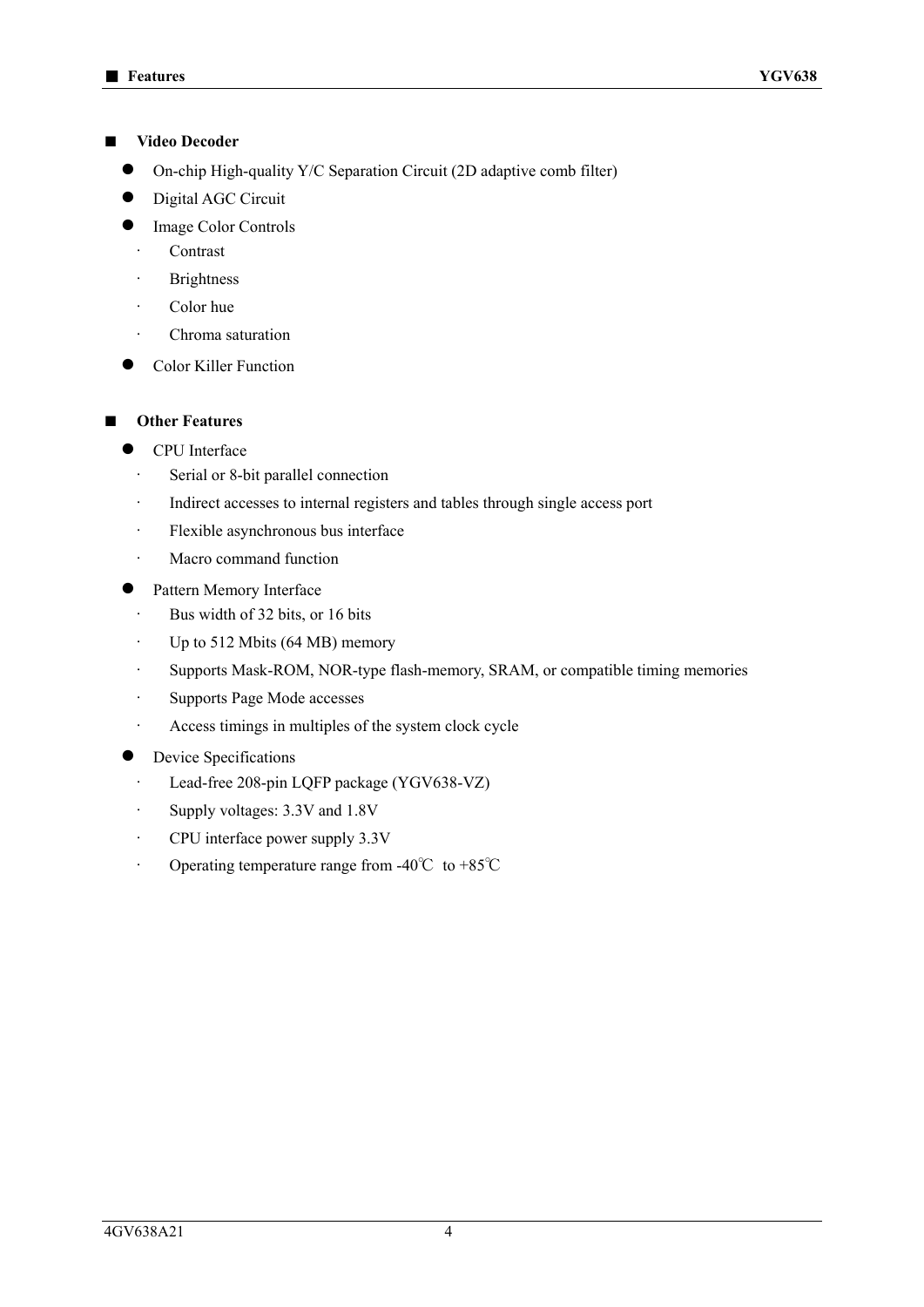## Video Decoder

- On-chip High-quality Y/C Separation Circuit (2D adaptive comb filter)
- Digital AGC Circuit
- Image Color Controls
  - Contrast
  - Brightness
  - Color hue
  - Chroma saturation
- Color Killer Function

## Other Features

- CPU Interface
  - Serial or 8-bit parallel connection
  - Indirect accesses to internal registers and tables through single access port
  - Flexible asynchronous bus interface
  - Macro command function
- Pattern Memory Interface
  - Bus width of 32 bits, or 16 bits
  - Up to 512 Mbits (64 MB) memory
  - Supports Mask-ROM, NOR-type flash-memory, SRAM, or compatible timing memories
  - Supports Page Mode accesses
  - Access timings in multiples of the system clock cycle
- Device Specifications
  - Lead-free 208-pin LQFP package (YGV638-VZ)
  - Supply voltages: 3.3V and 1.8V
  - CPU interface power supply 3.3V
  - Operating temperature range from -40℃ to +85℃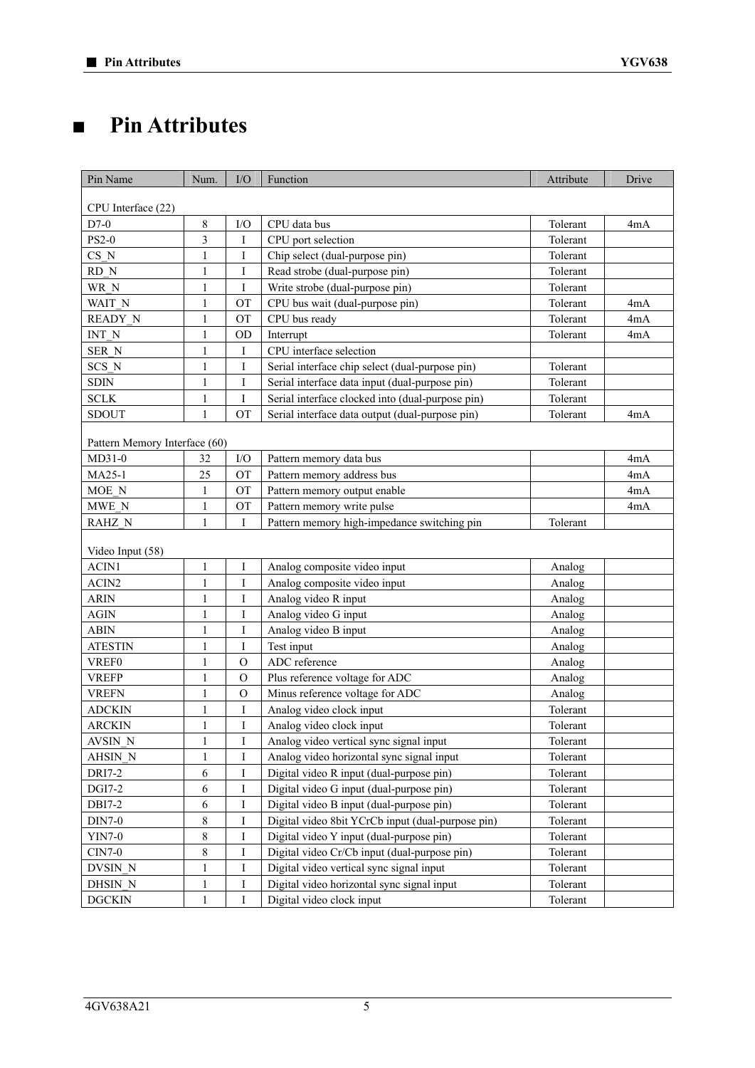# ■ Pin Attributes

| Pin Name | Num. | I/O | Function | Attribute | Drive |
|---|---|---|---|---|---|
| CPU Interface (22) | | | | | |
| D7-0 | 8 | I/O | CPU data bus | Tolerant | 4mA |
| PS2-0 | 3 | I | CPU port selection | Tolerant | |
| CS_N | 1 | I | Chip select (dual-purpose pin) | Tolerant | |
| RD_N | 1 | I | Read strobe (dual-purpose pin) | Tolerant | |
| WR_N | 1 | I | Write strobe (dual-purpose pin) | Tolerant | |
| WAIT_N | 1 | OT | CPU bus wait (dual-purpose pin) | Tolerant | 4mA |
| READY_N | 1 | OT | CPU bus ready | Tolerant | 4mA |
| INT_N | 1 | OD | Interrupt | Tolerant | 4mA |
| SER_N | 1 | I | CPU interface selection | | |
| SCS_N | 1 | I | Serial interface chip select (dual-purpose pin) | Tolerant | |
| SDIN | 1 | I | Serial interface data input (dual-purpose pin) | Tolerant | |
| SCLK | 1 | I | Serial interface clocked into (dual-purpose pin) | Tolerant | |
| SDOUT | 1 | OT | Serial interface data output (dual-purpose pin) | Tolerant | 4mA |
| Pattern Memory Interface (60) | | | | | |
| MD31-0 | 32 | I/O | Pattern memory data bus | | 4mA |
| MA25-1 | 25 | OT | Pattern memory address bus | | 4mA |
| MOE_N | 1 | OT | Pattern memory output enable | | 4mA |
| MWE_N | 1 | OT | Pattern memory write pulse | | 4mA |
| RAHZ_N | 1 | I | Pattern memory high-impedance switching pin | Tolerant | |
| Video Input (58) | | | | | |
| ACIN1 | 1 | I | Analog composite video input | Analog | |
| ACIN2 | 1 | I | Analog composite video input | Analog | |
| ARIN | 1 | I | Analog video R input | Analog | |
| AGIN | 1 | I | Analog video G input | Analog | |
| ABIN | 1 | I | Analog video B input | Analog | |
| ATESTIN | 1 | I | Test input | Analog | |
| VREF0 | 1 | O | ADC reference | Analog | |
| VREFP | 1 | O | Plus reference voltage for ADC | Analog | |
| VREFN | 1 | O | Minus reference voltage for ADC | Analog | |
| ADCKIN | 1 | I | Analog video clock input | Tolerant | |
| ARCKIN | 1 | I | Analog video clock input | Tolerant | |
| AVSIN_N | 1 | I | Analog video vertical sync signal input | Tolerant | |
| AHSIN_N | 1 | I | Analog video horizontal sync signal input | Tolerant | |
| DRI7-2 | 6 | I | Digital video R input (dual-purpose pin) | Tolerant | |
| DGI7-2 | 6 | I | Digital video G input (dual-purpose pin) | Tolerant | |
| DBI7-2 | 6 | I | Digital video B input (dual-purpose pin) | Tolerant | |
| DIN7-0 | 8 | I | Digital video 8bit YCrCb input (dual-purpose pin) | Tolerant | |
| YIN7-0 | 8 | I | Digital video Y input (dual-purpose pin) | Tolerant | |
| CIN7-0 | 8 | I | Digital video Cr/Cb input (dual-purpose pin) | Tolerant | |
| DVSIN_N | 1 | I | Digital video vertical sync signal input | Tolerant | |
| DHSIN_N | 1 | I | Digital video horizontal sync signal input | Tolerant | |
| DGCKIN | 1 | I | Digital video clock input | Tolerant | |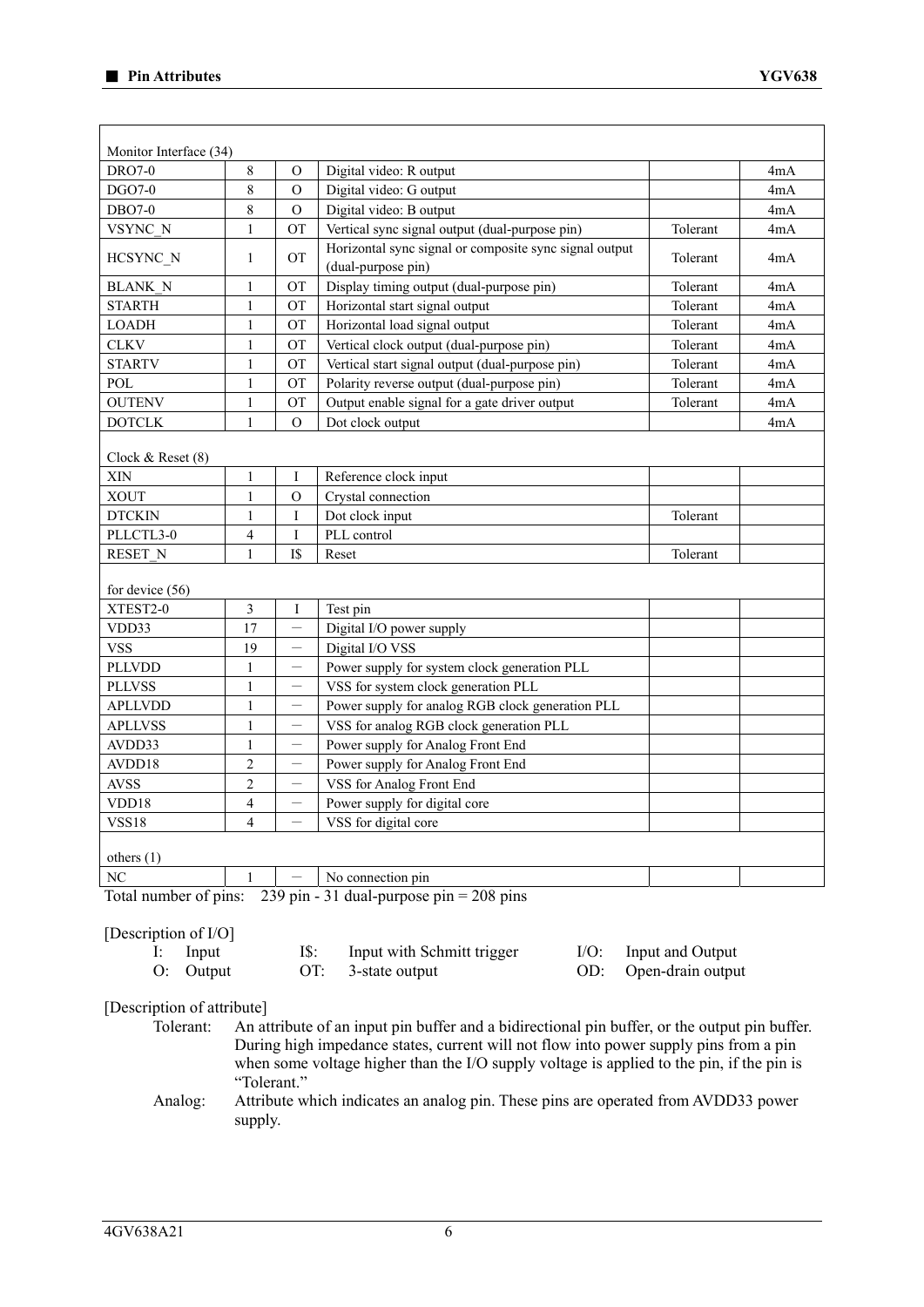■ **Pin Attributes**

| | | | | | |
|---|---|---|---|---|---|
| Monitor Interface (34) | | | | | |
| DRO7-0 | 8 | O | Digital video: R output | | 4mA |
| DGO7-0 | 8 | O | Digital video: G output | | 4mA |
| DBO7-0 | 8 | O | Digital video: B output | | 4mA |
| VSYNC_N | 1 | OT | Vertical sync signal output (dual-purpose pin) | Tolerant | 4mA |
| HCSYNC_N | 1 | OT | Horizontal sync signal or composite sync signal output (dual-purpose pin) | Tolerant | 4mA |
| BLANK_N | 1 | OT | Display timing output (dual-purpose pin) | Tolerant | 4mA |
| STARTH | 1 | OT | Horizontal start signal output | Tolerant | 4mA |
| LOADH | 1 | OT | Horizontal load signal output | Tolerant | 4mA |
| CLKV | 1 | OT | Vertical clock output (dual-purpose pin) | Tolerant | 4mA |
| STARTV | 1 | OT | Vertical start signal output (dual-purpose pin) | Tolerant | 4mA |
| POL | 1 | OT | Polarity reverse output (dual-purpose pin) | Tolerant | 4mA |
| OUTENV | 1 | OT | Output enable signal for a gate driver output | Tolerant | 4mA |
| DOTCLK | 1 | O | Dot clock output | | 4mA |
| Clock & Reset (8) | | | | | |
| XIN | 1 | I | Reference clock input | | |
| XOUT | 1 | O | Crystal connection | | |
| DTCKIN | 1 | I | Dot clock input | Tolerant | |
| PLLCTL3-0 | 4 | I | PLL control | | |
| RESET_N | 1 | I$ | Reset | Tolerant | |
| for device (56) | | | | | |
| XTEST2-0 | 3 | I | Test pin | | |
| VDD33 | 17 | — | Digital I/O power supply | | |
| VSS | 19 | — | Digital I/O VSS | | |
| PLLVDD | 1 | — | Power supply for system clock generation PLL | | |
| PLLVSS | 1 | — | VSS for system clock generation PLL | | |
| APLLVDD | 1 | — | Power supply for analog RGB clock generation PLL | | |
| APLLVSS | 1 | — | VSS for analog RGB clock generation PLL | | |
| AVDD33 | 1 | — | Power supply for Analog Front End | | |
| AVDD18 | 2 | — | Power supply for Analog Front End | | |
| AVSS | 2 | — | VSS for Analog Front End | | |
| VDD18 | 4 | — | Power supply for digital core | | |
| VSS18 | 4 | — | VSS for digital core | | |
| others (1) | | | | | |
| NC | 1 | — | No connection pin | | |

Total number of pins: 239 pin - 31 dual-purpose pin = 208 pins

[Description of I/O]

| | | | | | |
|---|---|---|---|---|---|
| I: | Input | I$: | Input with Schmitt trigger | I/O: | Input and Output |
| O: | Output | OT: | 3-state output | OD: | Open-drain output |

[Description of attribute]

Tolerant: An attribute of an input pin buffer and a bidirectional pin buffer, or the output pin buffer. During high impedance states, current will not flow into power supply pins from a pin when some voltage higher than the I/O supply voltage is applied to the pin, if the pin is "Tolerant."

Analog: Attribute which indicates an analog pin. These pins are operated from AVDD33 power supply.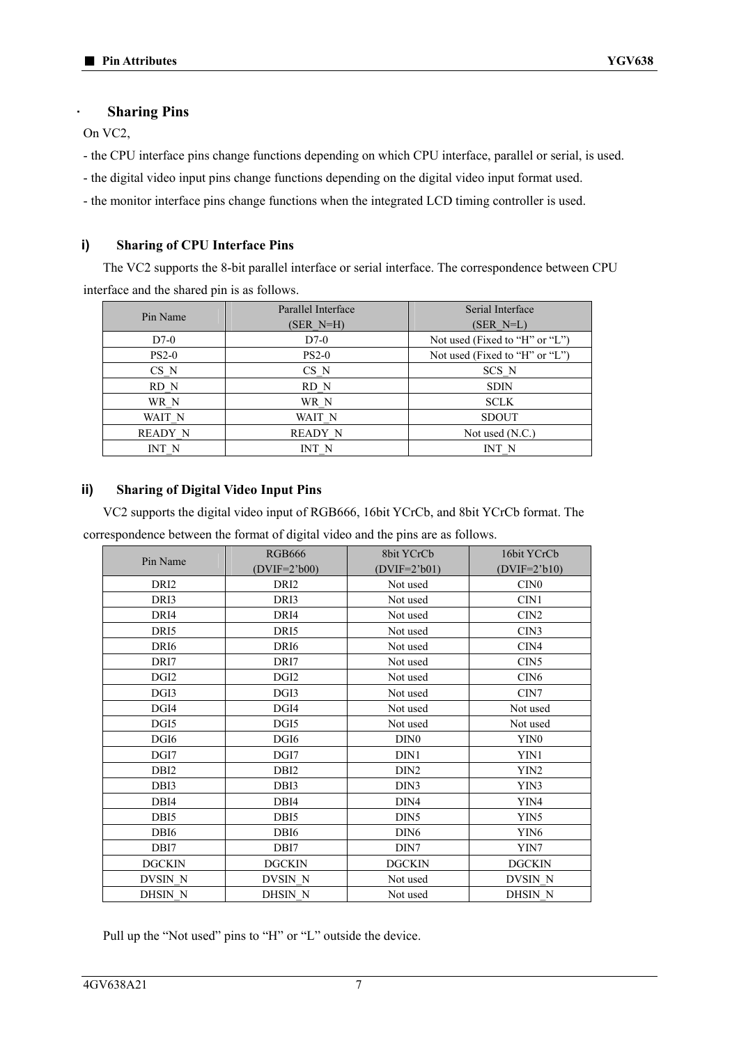## Sharing Pins

On VC2,

- the CPU interface pins change functions depending on which CPU interface, parallel or serial, is used.
- the digital video input pins change functions depending on the digital video input format used.
- the monitor interface pins change functions when the integrated LCD timing controller is used.

### i) Sharing of CPU Interface Pins

The VC2 supports the 8-bit parallel interface or serial interface. The correspondence between CPU interface and the shared pin is as follows.

| Pin Name | Parallel Interface (SER_N=H) | Serial Interface (SER_N=L) |
|---|---|---|
| D7-0 | D7-0 | Not used (Fixed to "H" or "L") |
| PS2-0 | PS2-0 | Not used (Fixed to "H" or "L") |
| CS_N | CS_N | SCS_N |
| RD_N | RD_N | SDIN |
| WR_N | WR_N | SCLK |
| WAIT_N | WAIT_N | SDOUT |
| READY_N | READY_N | Not used (N.C.) |
| INT_N | INT_N | INT_N |

### ii) Sharing of Digital Video Input Pins

VC2 supports the digital video input of RGB666, 16bit YCrCb, and 8bit YCrCb format. The correspondence between the format of digital video and the pins are as follows.

| Pin Name | RGB666 (DVIF=2'b00) | 8bit YCrCb (DVIF=2'b01) | 16bit YCrCb (DVIF=2'b10) |
|---|---|---|---|
| DRI2 | DRI2 | Not used | CIN0 |
| DRI3 | DRI3 | Not used | CIN1 |
| DRI4 | DRI4 | Not used | CIN2 |
| DRI5 | DRI5 | Not used | CIN3 |
| DRI6 | DRI6 | Not used | CIN4 |
| DRI7 | DRI7 | Not used | CIN5 |
| DGI2 | DGI2 | Not used | CIN6 |
| DGI3 | DGI3 | Not used | CIN7 |
| DGI4 | DGI4 | Not used | Not used |
| DGI5 | DGI5 | Not used | Not used |
| DGI6 | DGI6 | DIN0 | YIN0 |
| DGI7 | DGI7 | DIN1 | YIN1 |
| DBI2 | DBI2 | DIN2 | YIN2 |
| DBI3 | DBI3 | DIN3 | YIN3 |
| DBI4 | DBI4 | DIN4 | YIN4 |
| DBI5 | DBI5 | DIN5 | YIN5 |
| DBI6 | DBI6 | DIN6 | YIN6 |
| DBI7 | DBI7 | DIN7 | YIN7 |
| DGCKIN | DGCKIN | DGCKIN | DGCKIN |
| DVSIN_N | DVSIN_N | Not used | DVSIN_N |
| DHSIN_N | DHSIN_N | Not used | DHSIN_N |

Pull up the "Not used" pins to "H" or "L" outside the device.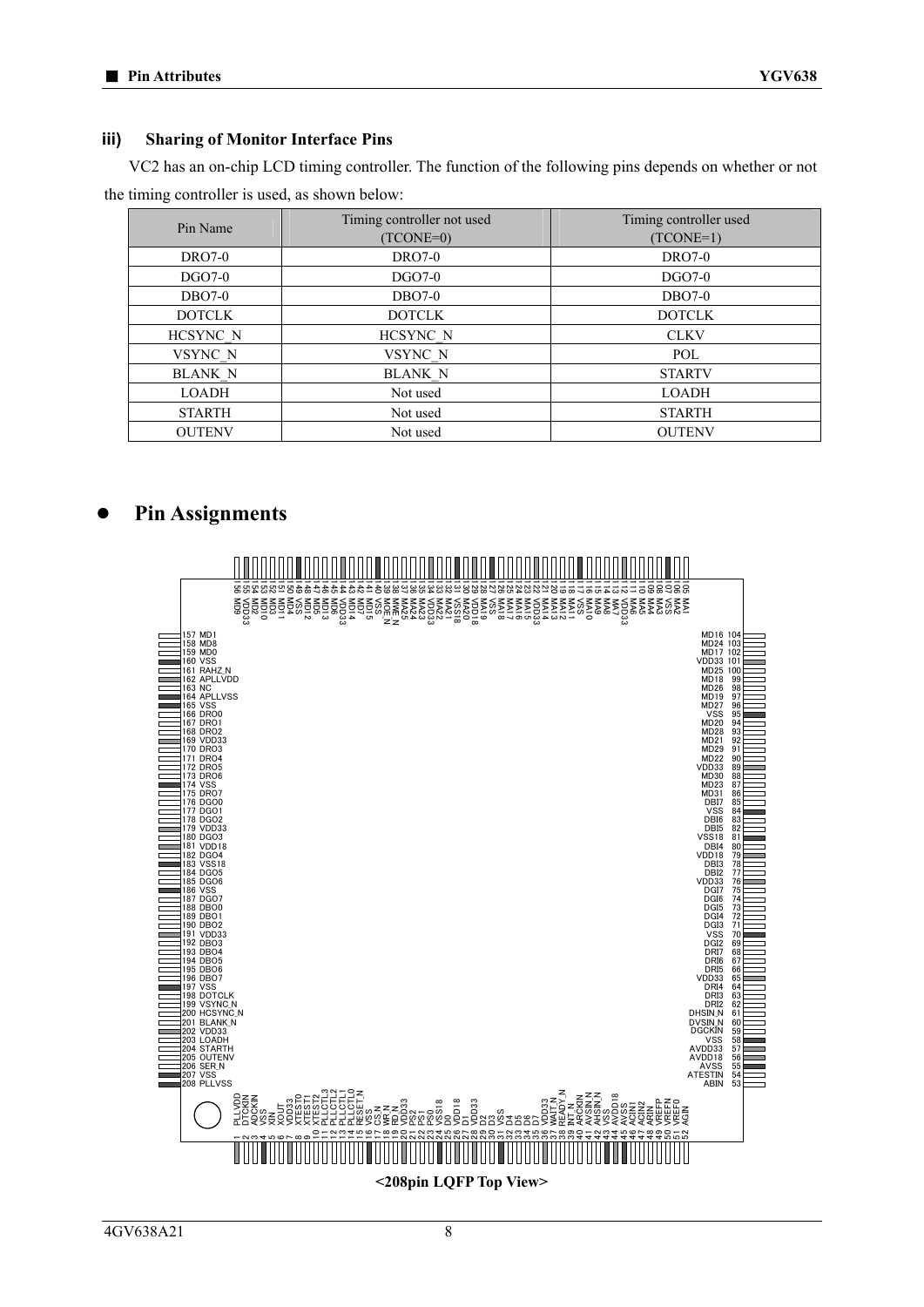### iii) Sharing of Monitor Interface Pins

VC2 has an on-chip LCD timing controller. The function of the following pins depends on whether or not the timing controller is used, as shown below:

| Pin Name | Timing controller not used (TCONE=0) | Timing controller used (TCONE=1) |
|---|---|---|
| DRO7-0 | DRO7-0 | DRO7-0 |
| DGO7-0 | DGO7-0 | DGO7-0 |
| DBO7-0 | DBO7-0 | DBO7-0 |
| DOTCLK | DOTCLK | DOTCLK |
| HCSYNC_N | HCSYNC_N | CLKV |
| VSYNC_N | VSYNC_N | POL |
| BLANK_N | BLANK_N | STARTV |
| LOADH | Not used | LOADH |
| STARTH | Not used | STARTH |
| OUTENV | Not used | OUTENV |

## Pin Assignments

| Pin | Name | Pin | Name | Pin | Name | Pin | Name |
|---|---|---|---|---|---|---|---|
| 1 | PLLVDD | 53 | ABIN | 105 | MA1 | 157 | MD1 |
| 2 | DTCKIN | 54 | ATESTIN | 106 | MA2 | 158 | MD8 |
| 3 | ADCKIN | 55 | AVSS | 107 | VSS | 159 | MD0 |
| 4 | VSS | 56 | AVDD18 | 108 | MA3 | 160 | VSS |
| 5 | XIN | 57 | AVDD33 | 109 | MA4 | 161 | RAHZ_N |
| 6 | XOUT | 58 | VSS | 110 | MA5 | 162 | APLLVDD |
| 7 | VDD33 | 59 | DGCKIN | 111 | MA6 | 163 | NC |
| 8 | XTEST0 | 60 | DVSIN_N | 112 | VDD33 | 164 | APLLVSS |
| 9 | XTEST1 | 61 | DHSIN_N | 113 | MA7 | 165 | VSS |
| 10 | XTEST2 | 62 | DRI2 | 114 | MA8 | 166 | DRO0 |
| 11 | PLLCTL3 | 63 | DRI3 | 115 | MA9 | 167 | DRO1 |
| 12 | PLLCTL2 | 64 | DRI4 | 116 | MA10 | 168 | DRO2 |
| 13 | PLLCTL1 | 65 | VDD33 | 117 | VSS | 169 | VDD33 |
| 14 | PLLCTL0 | 66 | DRI5 | 118 | MA11 | 170 | DRO3 |
| 15 | RESET_N | 67 | DRI6 | 119 | MA12 | 171 | DRO4 |
| 16 | VSS | 68 | DRI7 | 120 | MA13 | 172 | DRO5 |
| 17 | CS_N | 69 | DGI2 | 121 | MA14 | 173 | DRO6 |
| 18 | WR_N | 70 | VSS | 122 | VDD33 | 174 | VSS |
| 19 | RD_N | 71 | DGI3 | 123 | MA15 | 175 | DRO7 |
| 20 | VDD33 | 72 | DGI4 | 124 | MA16 | 176 | DGO0 |
| 21 | PS2 | 73 | DGI5 | 125 | MA17 | 177 | DGO1 |
| 22 | PS1 | 74 | DGI6 | 126 | MA18 | 178 | DGO2 |
| 23 | PS0 | 75 | DGI7 | 127 | VSS | 179 | VDD33 |
| 24 | VSS18 | 76 | VDD33 | 128 | MA19 | 180 | DGO3 |
| 25 | D0 | 77 | DBI2 | 129 | VDD18 | 181 | VDD18 |
| 26 | VDD18 | 78 | DBI3 | 130 | MA20 | 182 | DGO4 |
| 27 | D1 | 79 | VDD18 | 131 | VSS18 | 183 | VSS18 |
| 28 | VDD33 | 80 | DBI4 | 132 | MA21 | 184 | DGO5 |
| 29 | D2 | 81 | VSS18 | 133 | MA22 | 185 | DGO6 |
| 30 | D3 | 82 | DBI5 | 134 | VDD33 | 186 | VSS |
| 31 | VSS | 83 | DBI6 | 135 | MA23 | 187 | DGO7 |
| 32 | D4 | 84 | VSS | 136 | MA24 | 188 | DBO0 |
| 33 | D5 | 85 | DBI7 | 137 | MA25 | 189 | DBO1 |
| 34 | D6 | 86 | MD31 | 138 | MWE_N | 190 | DBO2 |
| 35 | D7 | 87 | MD23 | 139 | MCE_N | 191 | VDD33 |
| 36 | VDD33 | 88 | MD30 | 140 | VSS | 192 | DBO3 |
| 37 | WAIT_N | 89 | VDD33 | 141 | MD15 | 193 | DBO4 |
| 38 | READY_N | 90 | MD22 | 142 | MD7 | 194 | DBO5 |
| 39 | INT_N | 91 | MD29 | 143 | MD14 | 195 | DBO6 |
| 40 | ARCKIN | 92 | MD21 | 144 | VDD33 | 196 | DBO7 |
| 41 | AVSIN_N | 93 | MD28 | 145 | MD6 | 197 | VSS |
| 42 | AHSIN_N | 94 | MD20 | 146 | MD13 | 198 | DOTCLK |
| 43 | VSS | 95 | VSS | 147 | MD5 | 199 | VSYNC_N |
| 44 | AVDD18 | 96 | MD27 | 148 | MD12 | 200 | HCSYNC_N |
| 45 | AVSS | 97 | MD19 | 149 | VSS | 201 | BLANK_N |
| 46 | ACIN1 | 98 | MD26 | 150 | MD4 | 202 | VDD33 |
| 47 | ACIN2 | 99 | MD18 | 151 | MD11 | 203 | LOADH |
| 48 | ARIN | 100 | MD25 | 152 | MD3 | 204 | STARTH |
| 49 | VREFP | 101 | VDD33 | 153 | MD10 | 205 | OUTENV |
| 50 | VREFN | 102 | MD17 | 154 | MD2 | 206 | SER_N |
| 51 | VREF0 | 103 | MD24 | 155 | VDD33 | 207 | VSS |
| 52 | AGIN | 104 | MD16 | 156 | MD9 | 208 | PLLVSS |

<208pin LQFP Top View>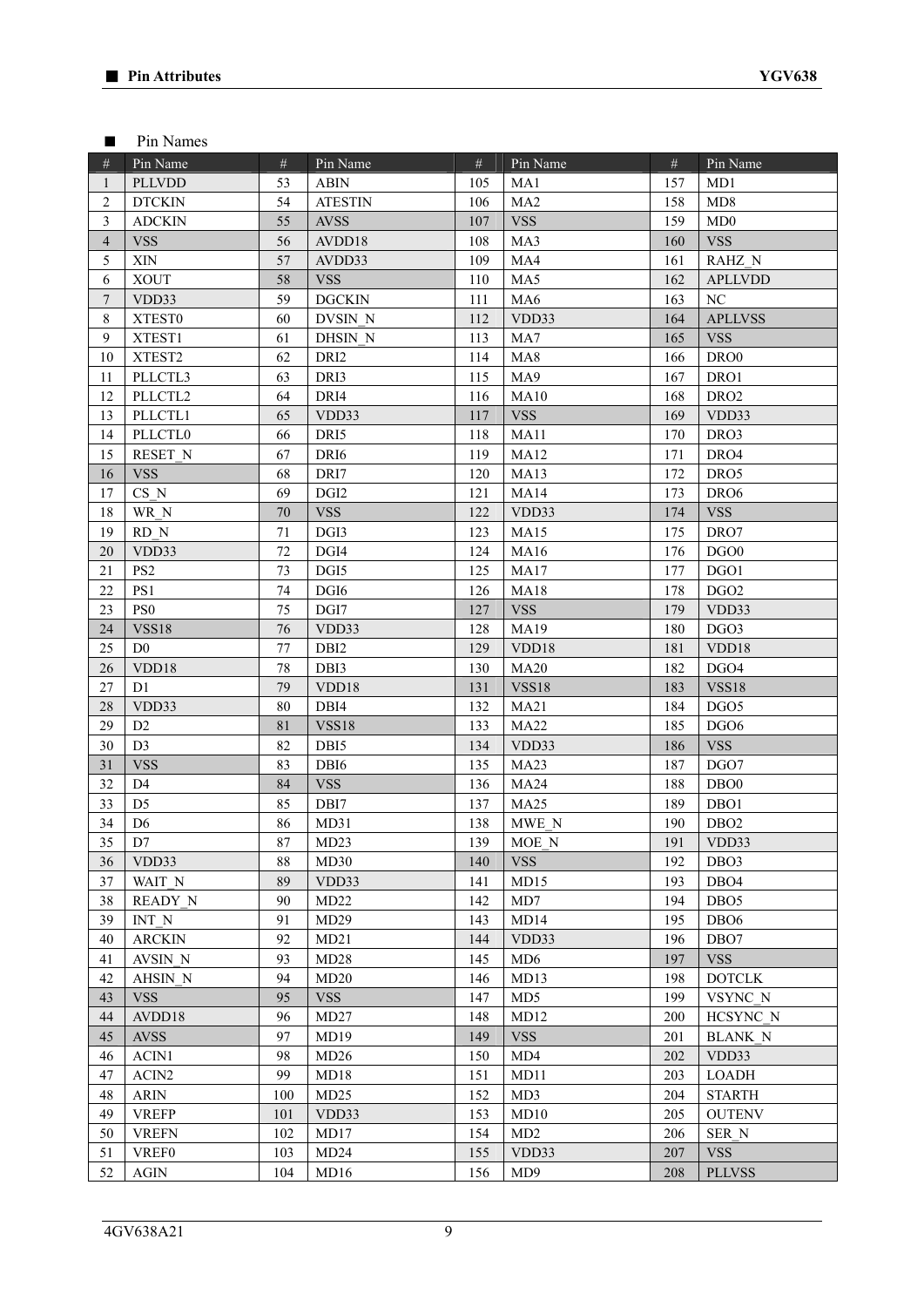## ■ Pin Names

| # | Pin Name | # | Pin Name | # | Pin Name | # | Pin Name |
|---|---|---|---|---|---|---|---|
| 1 | PLLVDD | 53 | ABIN | 105 | MA1 | 157 | MD1 |
| 2 | DTCKIN | 54 | ATESTIN | 106 | MA2 | 158 | MD8 |
| 3 | ADCKIN | 55 | AVSS | 107 | VSS | 159 | MD0 |
| 4 | VSS | 56 | AVDD18 | 108 | MA3 | 160 | VSS |
| 5 | XIN | 57 | AVDD33 | 109 | MA4 | 161 | RAHZ_N |
| 6 | XOUT | 58 | VSS | 110 | MA5 | 162 | APLLVDD |
| 7 | VDD33 | 59 | DGCKIN | 111 | MA6 | 163 | NC |
| 8 | XTEST0 | 60 | DVSIN_N | 112 | VDD33 | 164 | APLLVSS |
| 9 | XTEST1 | 61 | DHSIN_N | 113 | MA7 | 165 | VSS |
| 10 | XTEST2 | 62 | DRI2 | 114 | MA8 | 166 | DRO0 |
| 11 | PLLCTL3 | 63 | DRI3 | 115 | MA9 | 167 | DRO1 |
| 12 | PLLCTL2 | 64 | DRI4 | 116 | MA10 | 168 | DRO2 |
| 13 | PLLCTL1 | 65 | VDD33 | 117 | VSS | 169 | VDD33 |
| 14 | PLLCTL0 | 66 | DRI5 | 118 | MA11 | 170 | DRO3 |
| 15 | RESET_N | 67 | DRI6 | 119 | MA12 | 171 | DRO4 |
| 16 | VSS | 68 | DRI7 | 120 | MA13 | 172 | DRO5 |
| 17 | CS_N | 69 | DGI2 | 121 | MA14 | 173 | DRO6 |
| 18 | WR_N | 70 | VSS | 122 | VDD33 | 174 | VSS |
| 19 | RD_N | 71 | DGI3 | 123 | MA15 | 175 | DRO7 |
| 20 | VDD33 | 72 | DGI4 | 124 | MA16 | 176 | DGO0 |
| 21 | PS2 | 73 | DGI5 | 125 | MA17 | 177 | DGO1 |
| 22 | PS1 | 74 | DGI6 | 126 | MA18 | 178 | DGO2 |
| 23 | PS0 | 75 | DGI7 | 127 | VSS | 179 | VDD33 |
| 24 | VSS18 | 76 | VDD33 | 128 | MA19 | 180 | DGO3 |
| 25 | D0 | 77 | DBI2 | 129 | VDD18 | 181 | VDD18 |
| 26 | VDD18 | 78 | DBI3 | 130 | MA20 | 182 | DGO4 |
| 27 | D1 | 79 | VDD18 | 131 | VSS18 | 183 | VSS18 |
| 28 | VDD33 | 80 | DBI4 | 132 | MA21 | 184 | DGO5 |
| 29 | D2 | 81 | VSS18 | 133 | MA22 | 185 | DGO6 |
| 30 | D3 | 82 | DBI5 | 134 | VDD33 | 186 | VSS |
| 31 | VSS | 83 | DBI6 | 135 | MA23 | 187 | DGO7 |
| 32 | D4 | 84 | VSS | 136 | MA24 | 188 | DBO0 |
| 33 | D5 | 85 | DBI7 | 137 | MA25 | 189 | DBO1 |
| 34 | D6 | 86 | MD31 | 138 | MWE_N | 190 | DBO2 |
| 35 | D7 | 87 | MD23 | 139 | MOE_N | 191 | VDD33 |
| 36 | VDD33 | 88 | MD30 | 140 | VSS | 192 | DBO3 |
| 37 | WAIT_N | 89 | VDD33 | 141 | MD15 | 193 | DBO4 |
| 38 | READY_N | 90 | MD22 | 142 | MD7 | 194 | DBO5 |
| 39 | INT_N | 91 | MD29 | 143 | MD14 | 195 | DBO6 |
| 40 | ARCKIN | 92 | MD21 | 144 | VDD33 | 196 | DBO7 |
| 41 | AVSIN_N | 93 | MD28 | 145 | MD6 | 197 | VSS |
| 42 | AHSIN_N | 94 | MD20 | 146 | MD13 | 198 | DOTCLK |
| 43 | VSS | 95 | VSS | 147 | MD5 | 199 | VSYNC_N |
| 44 | AVDD18 | 96 | MD27 | 148 | MD12 | 200 | HCSYNC_N |
| 45 | AVSS | 97 | MD19 | 149 | VSS | 201 | BLANK_N |
| 46 | ACIN1 | 98 | MD26 | 150 | MD4 | 202 | VDD33 |
| 47 | ACIN2 | 99 | MD18 | 151 | MD11 | 203 | LOADH |
| 48 | ARIN | 100 | MD25 | 152 | MD3 | 204 | STARTH |
| 49 | VREFP | 101 | VDD33 | 153 | MD10 | 205 | OUTENV |
| 50 | VREFN | 102 | MD17 | 154 | MD2 | 206 | SER_N |
| 51 | VREF0 | 103 | MD24 | 155 | VDD33 | 207 | VSS |
| 52 | AGIN | 104 | MD16 | 156 | MD9 | 208 | PLLVSS |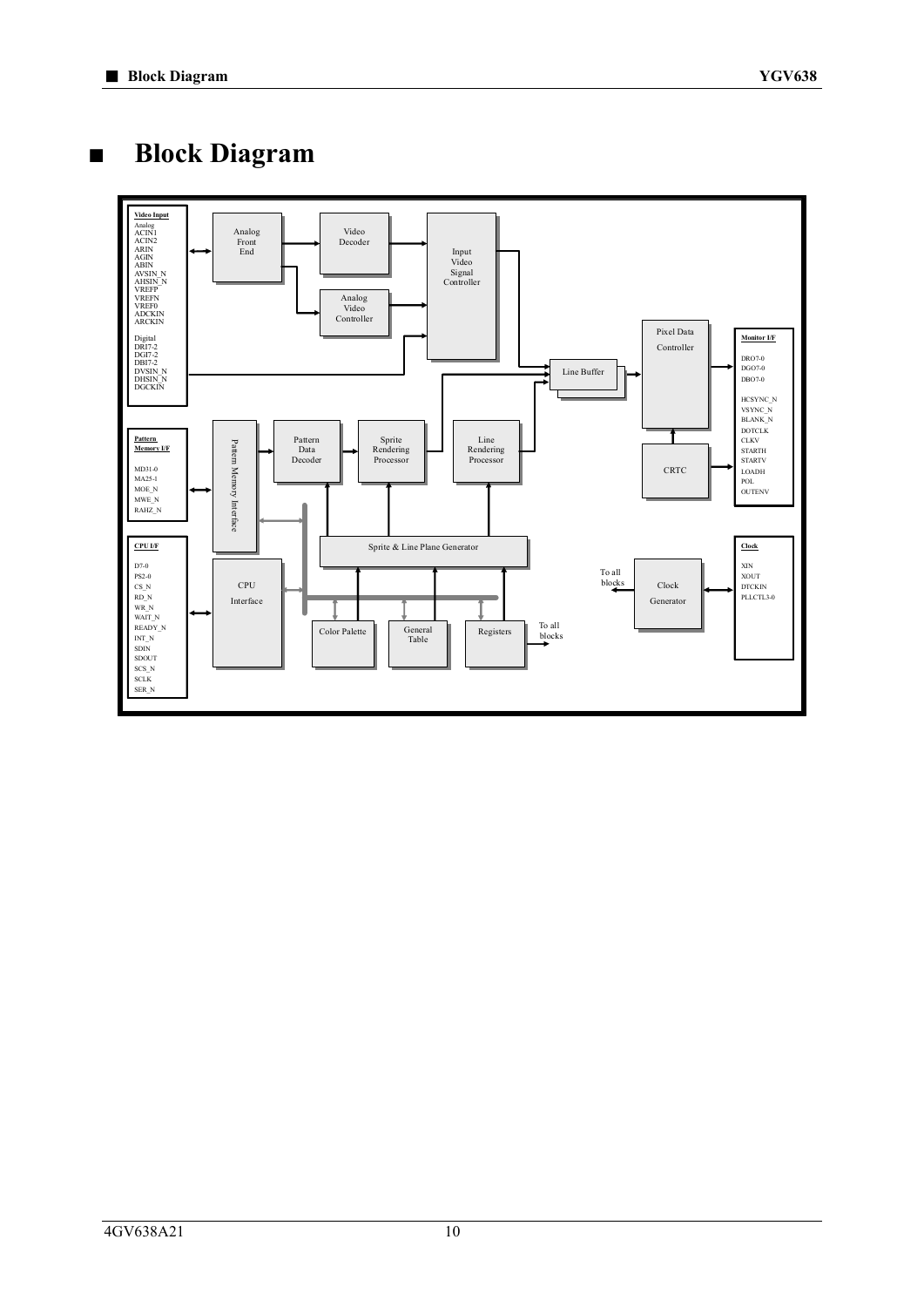# ■ Block Diagram

Video Input

Analog
ACIN1
ACIN2
ARIN
AGIN
ABIN
AVSIN_N
AHSIN_N
VREFP
VREFN
VREF0
ADCKIN
ARCKIN

Digital
DRI7-2
DGI7-2
DBI7-2
DVSIN_N
DHSIN_N
DGCKIN

Analog Front End

Video Decoder

Analog Video Controller

Input Video Signal Controller

Line Buffer

Pixel Data Controller

Monitor I/F

DRO7-0
DGO7-0
DBO7-0

HCSYNC_N
VSYNC_N
BLANK_N
DOTCLK
CLKV
STARTH
STARTV
LOADH
POL
OUTENV

Pattern Memory I/F

MD31-0
MA25-1
MOE_N
MWE_N
RAHZ_N

Pattern Memory Interface

Pattern Data Decoder

Sprite Rendering Processor

Line Rendering Processor

CRTC

CPU I/F

D7-0
PS2-0
CS_N
RD_N
WR_N
WAIT_N
READY_N
INT_N
SDIN
SDOUT
SCS_N
SCLK
SER_N

CPU Interface

Sprite & Line Plane Generator

Color Palette

General Table

Registers

To all blocks

Clock Generator

To all blocks

Clock

XIN
XOUT
DTCKIN
PLLCTL3-0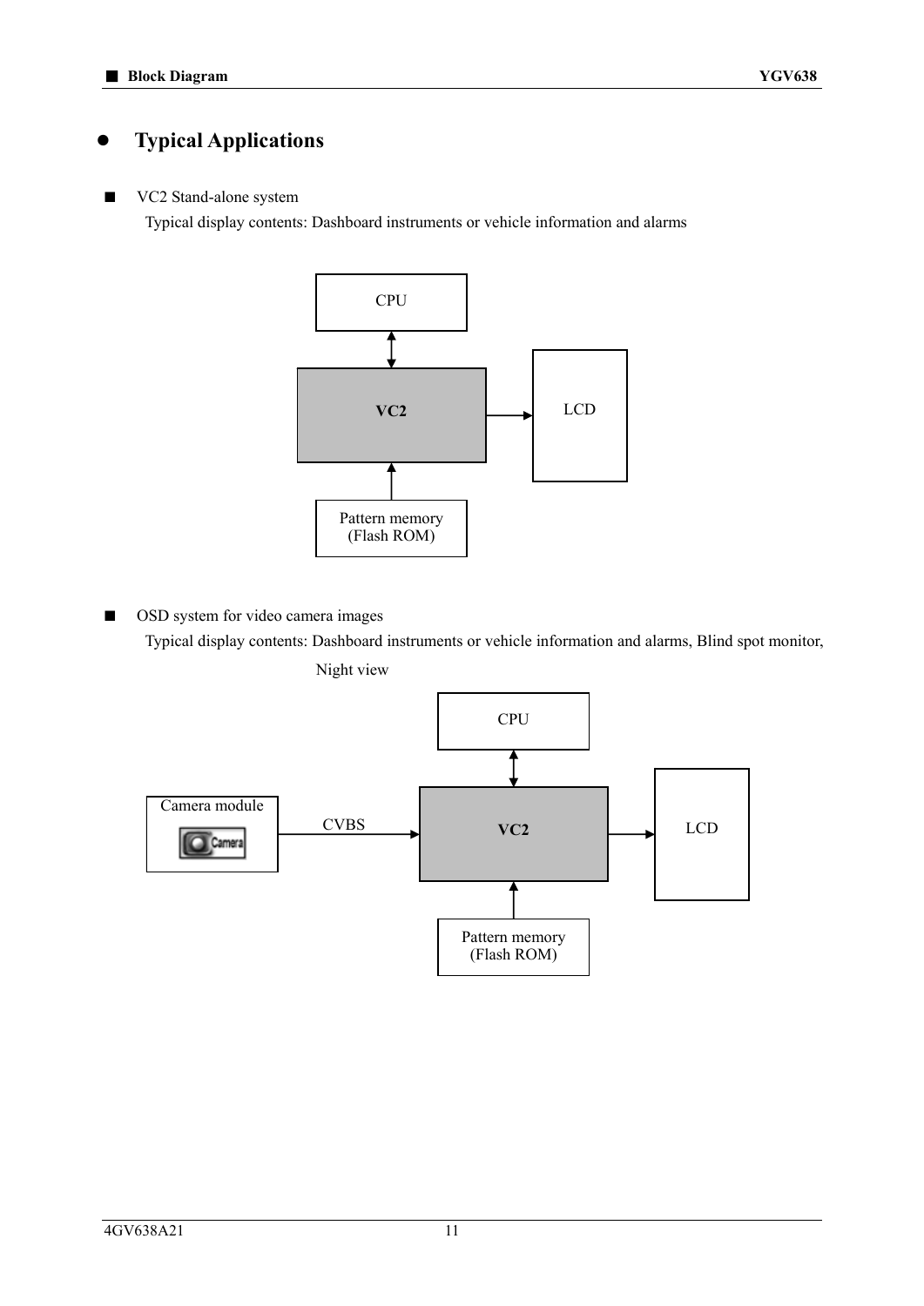## Typical Applications

■ VC2 Stand-alone system

Typical display contents: Dashboard instruments or vehicle information and alarms

CPU

VC2

LCD

Pattern memory
(Flash ROM)

■ OSD system for video camera images

Typical display contents: Dashboard instruments or vehicle information and alarms, Blind spot monitor, Night view

CPU

Camera module

CVBS

VC2

LCD

Pattern memory
(Flash ROM)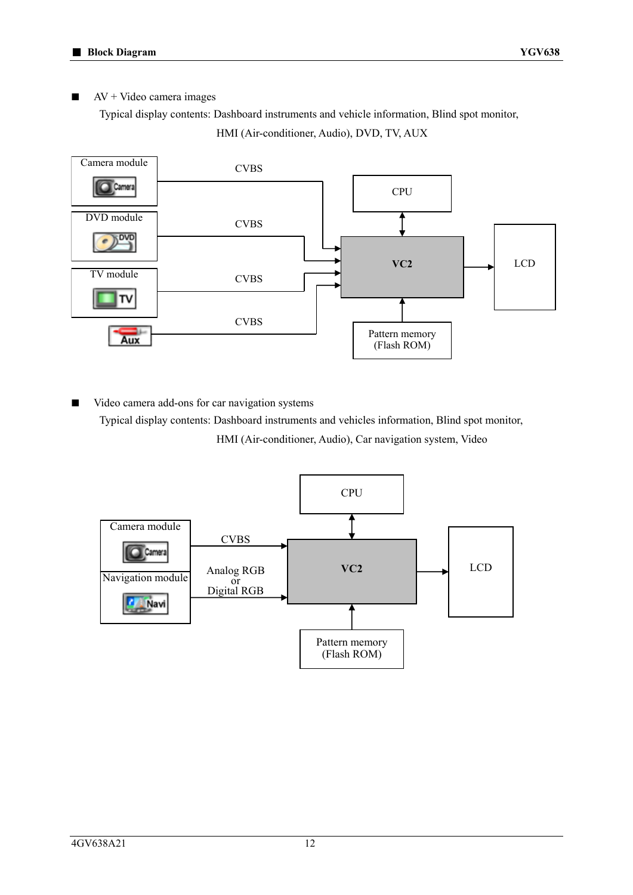## Block Diagram

- AV + Video camera images

  Typical display contents: Dashboard instruments and vehicle information, Blind spot monitor, HMI (Air-conditioner, Audio), DVD, TV, AUX

Camera module — CVBS → VC2
DVD module — CVBS → VC2
TV module — CVBS → VC2
Aux — CVBS → VC2
CPU ↔ VC2
Pattern memory (Flash ROM) → VC2
VC2 → LCD

- Video camera add-ons for car navigation systems

  Typical display contents: Dashboard instruments and vehicles information, Blind spot monitor, HMI (Air-conditioner, Audio), Car navigation system, Video

Camera module — CVBS → VC2
Navigation module — Analog RGB or Digital RGB → VC2
CPU ↔ VC2
Pattern memory (Flash ROM) → VC2
VC2 → LCD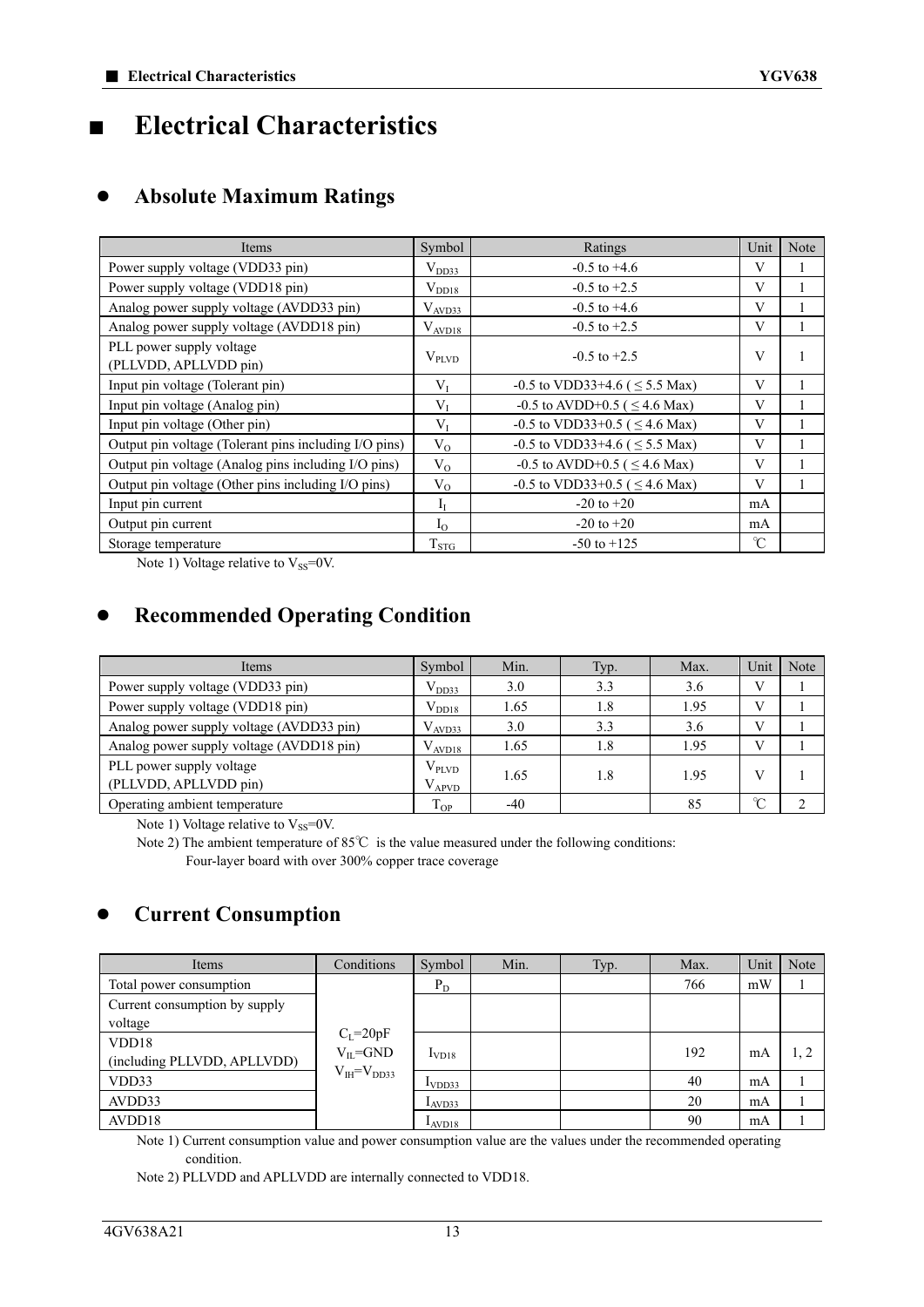# ■ Electrical Characteristics

## ● Absolute Maximum Ratings

| Items | Symbol | Ratings | Unit | Note |
|---|---|---|---|---|
| Power supply voltage (VDD33 pin) | $V_{DD33}$ | -0.5 to +4.6 | V | 1 |
| Power supply voltage (VDD18 pin) | $V_{DD18}$ | -0.5 to +2.5 | V | 1 |
| Analog power supply voltage (AVDD33 pin) | $V_{AVD33}$ | -0.5 to +4.6 | V | 1 |
| Analog power supply voltage (AVDD18 pin) | $V_{AVD18}$ | -0.5 to +2.5 | V | 1 |
| PLL power supply voltage (PLLVDD, APLLVDD pin) | $V_{PLVD}$ | -0.5 to +2.5 | V | 1 |
| Input pin voltage (Tolerant pin) | $V_I$ | -0.5 to VDD33+4.6 ( ≤ 5.5 Max) | V | 1 |
| Input pin voltage (Analog pin) | $V_I$ | -0.5 to AVDD+0.5 ( ≤ 4.6 Max) | V | 1 |
| Input pin voltage (Other pin) | $V_I$ | -0.5 to VDD33+0.5 ( ≤ 4.6 Max) | V | 1 |
| Output pin voltage (Tolerant pins including I/O pins) | $V_O$ | -0.5 to VDD33+4.6 ( ≤ 5.5 Max) | V | 1 |
| Output pin voltage (Analog pins including I/O pins) | $V_O$ | -0.5 to AVDD+0.5 ( ≤ 4.6 Max) | V | 1 |
| Output pin voltage (Other pins including I/O pins) | $V_O$ | -0.5 to VDD33+0.5 ( ≤ 4.6 Max) | V | 1 |
| Input pin current | $I_I$ | -20 to +20 | mA | |
| Output pin current | $I_O$ | -20 to +20 | mA | |
| Storage temperature | $T_{STG}$ | -50 to +125 | ℃ | |

Note 1) Voltage relative to $V_{SS}$=0V.

## ● Recommended Operating Condition

| Items | Symbol | Min. | Typ. | Max. | Unit | Note |
|---|---|---|---|---|---|---|
| Power supply voltage (VDD33 pin) | $V_{DD33}$ | 3.0 | 3.3 | 3.6 | V | 1 |
| Power supply voltage (VDD18 pin) | $V_{DD18}$ | 1.65 | 1.8 | 1.95 | V | 1 |
| Analog power supply voltage (AVDD33 pin) | $V_{AVD33}$ | 3.0 | 3.3 | 3.6 | V | 1 |
| Analog power supply voltage (AVDD18 pin) | $V_{AVD18}$ | 1.65 | 1.8 | 1.95 | V | 1 |
| PLL power supply voltage (PLLVDD, APLLVDD pin) | $V_{PLVD}$ $V_{APVD}$ | 1.65 | 1.8 | 1.95 | V | 1 |
| Operating ambient temperature | $T_{OP}$ | -40 | | 85 | ℃ | 2 |

Note 1) Voltage relative to $V_{SS}$=0V.

Note 2) The ambient temperature of 85℃ is the value measured under the following conditions:
Four-layer board with over 300% copper trace coverage

## ● Current Consumption

| Items | Conditions | Symbol | Min. | Typ. | Max. | Unit | Note |
|---|---|---|---|---|---|---|---|
| Total power consumption | $C_L$=20pF $V_{IL}$=GND $V_{IH}$=$V_{DD33}$ | $P_D$ | | | 766 | mW | 1 |
| Current consumption by supply voltage | | | | | | | |
| VDD18 (including PLLVDD, APLLVDD) | | $I_{VD18}$ | | | 192 | mA | 1, 2 |
| VDD33 | | $I_{VDD33}$ | | | 40 | mA | 1 |
| AVDD33 | | $I_{AVD33}$ | | | 20 | mA | 1 |
| AVDD18 | | $I_{AVD18}$ | | | 90 | mA | 1 |

Note 1) Current consumption value and power consumption value are the values under the recommended operating condition.

Note 2) PLLVDD and APLLVDD are internally connected to VDD18.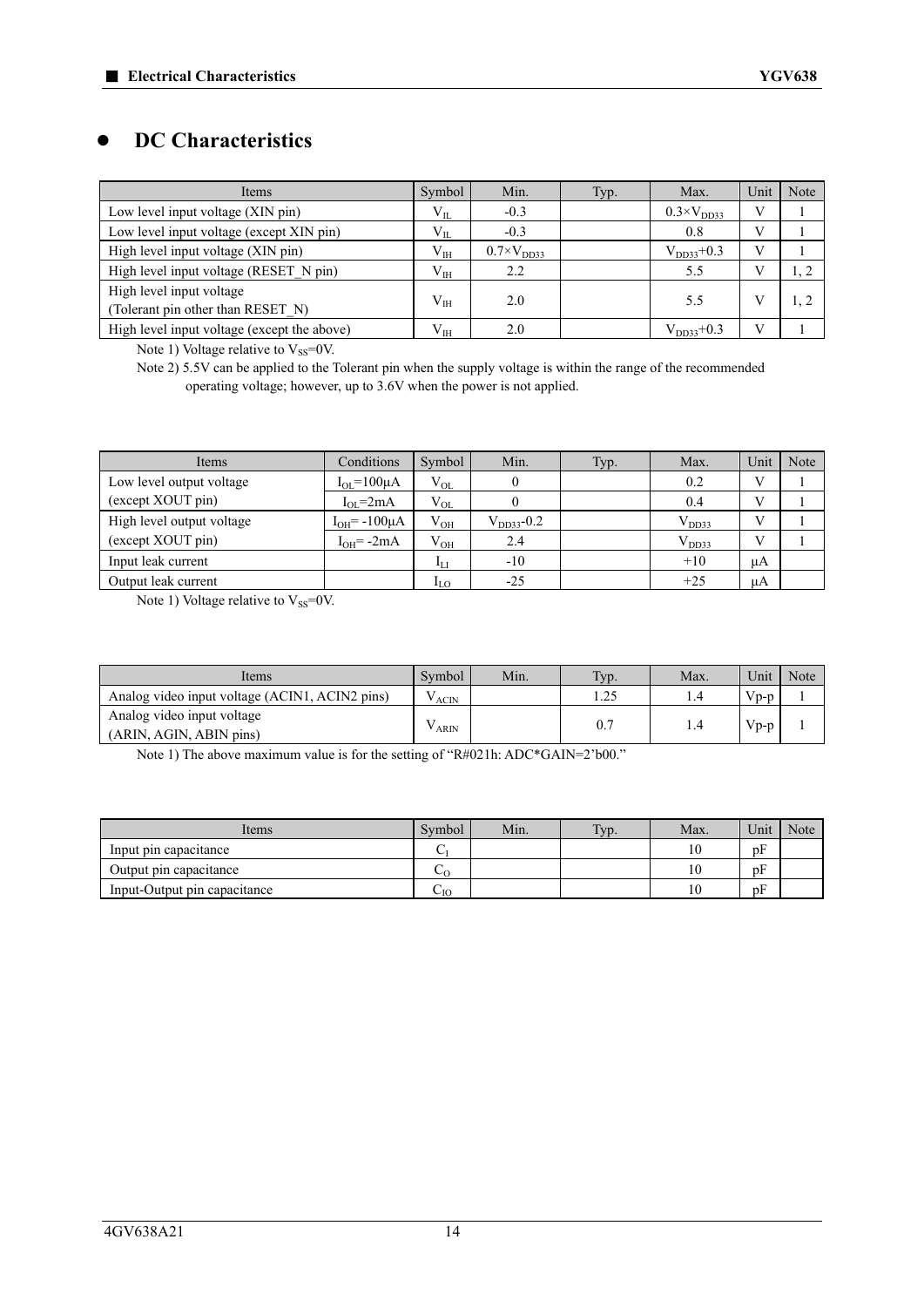## DC Characteristics

| Items | Symbol | Min. | Typ. | Max. | Unit | Note |
|---|---|---|---|---|---|---|
| Low level input voltage (XIN pin) | $V_{IL}$ | -0.3 | | $0.3\times V_{DD33}$ | V | 1 |
| Low level input voltage (except XIN pin) | $V_{IL}$ | -0.3 | | 0.8 | V | 1 |
| High level input voltage (XIN pin) | $V_{IH}$ | $0.7\times V_{DD33}$ | | $V_{DD33}+0.3$ | V | 1 |
| High level input voltage (RESET_N pin) | $V_{IH}$ | 2.2 | | 5.5 | V | 1, 2 |
| High level input voltage (Tolerant pin other than RESET_N) | $V_{IH}$ | 2.0 | | 5.5 | V | 1, 2 |
| High level input voltage (except the above) | $V_{IH}$ | 2.0 | | $V_{DD33}+0.3$ | V | 1 |

Note 1) Voltage relative to $V_{SS}$=0V.

Note 2) 5.5V can be applied to the Tolerant pin when the supply voltage is within the range of the recommended operating voltage; however, up to 3.6V when the power is not applied.

| Items | Conditions | Symbol | Min. | Typ. | Max. | Unit | Note |
|---|---|---|---|---|---|---|---|
| Low level output voltage (except XOUT pin) | $I_{OL}$=100μA | $V_{OL}$ | 0 | | 0.2 | V | 1 |
| | $I_{OL}$=2mA | $V_{OL}$ | 0 | | 0.4 | V | 1 |
| High level output voltage (except XOUT pin) | $I_{OH}$= -100μA | $V_{OH}$ | $V_{DD33}$-0.2 | | $V_{DD33}$ | V | 1 |
| | $I_{OH}$= -2mA | $V_{OH}$ | 2.4 | | $V_{DD33}$ | V | 1 |
| Input leak current | | $I_{LI}$ | -10 | | +10 | μA | |
| Output leak current | | $I_{LO}$ | -25 | | +25 | μA | |

Note 1) Voltage relative to $V_{SS}$=0V.

| Items | Symbol | Min. | Typ. | Max. | Unit | Note |
|---|---|---|---|---|---|---|
| Analog video input voltage (ACIN1, ACIN2 pins) | $V_{ACIN}$ | | 1.25 | 1.4 | Vp-p | 1 |
| Analog video input voltage (ARIN, AGIN, ABIN pins) | $V_{ARIN}$ | | 0.7 | 1.4 | Vp-p | 1 |

Note 1) The above maximum value is for the setting of "R#021h: ADC*GAIN=2'b00."

| Items | Symbol | Min. | Typ. | Max. | Unit | Note |
|---|---|---|---|---|---|---|
| Input pin capacitance | $C_I$ | | | 10 | pF | |
| Output pin capacitance | $C_O$ | | | 10 | pF | |
| Input-Output pin capacitance | $C_{IO}$ | | | 10 | pF | |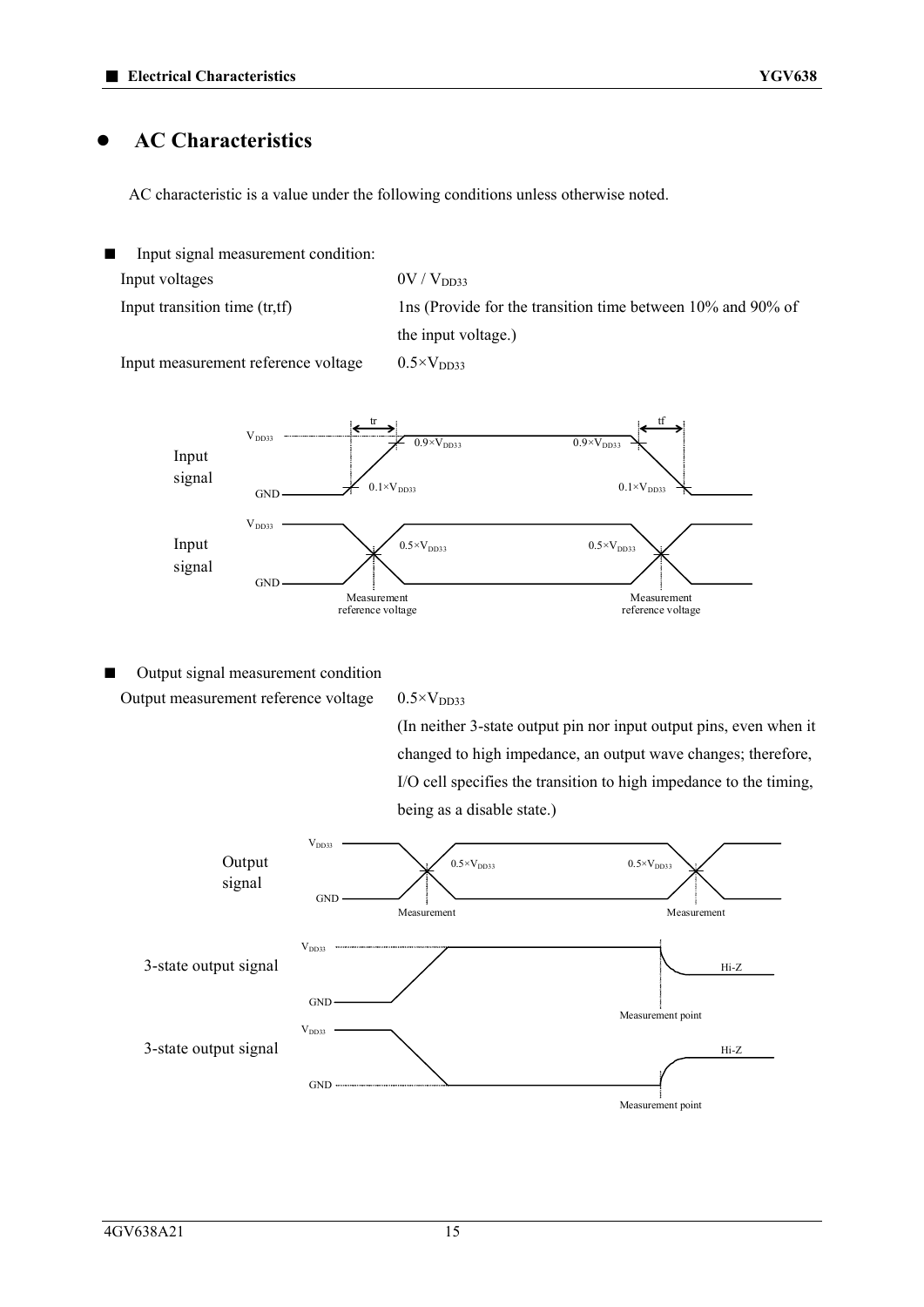## AC Characteristics

AC characteristic is a value under the following conditions unless otherwise noted.

■ Input signal measurement condition:

| | |
|---|---|
| Input voltages | $0V$ / $V_{DD33}$ |
| Input transition time (tr,tf) | 1ns (Provide for the transition time between 10% and 90% of the input voltage.) |
| Input measurement reference voltage | $0.5 \times V_{DD33}$ |

■ Output signal measurement condition

| | |
|---|---|
| Output measurement reference voltage | $0.5 \times V_{DD33}$ (In neither 3-state output pin nor input output pins, even when it changed to high impedance, an output wave changes; therefore, I/O cell specifies the transition to high impedance to the timing, being as a disable state.) |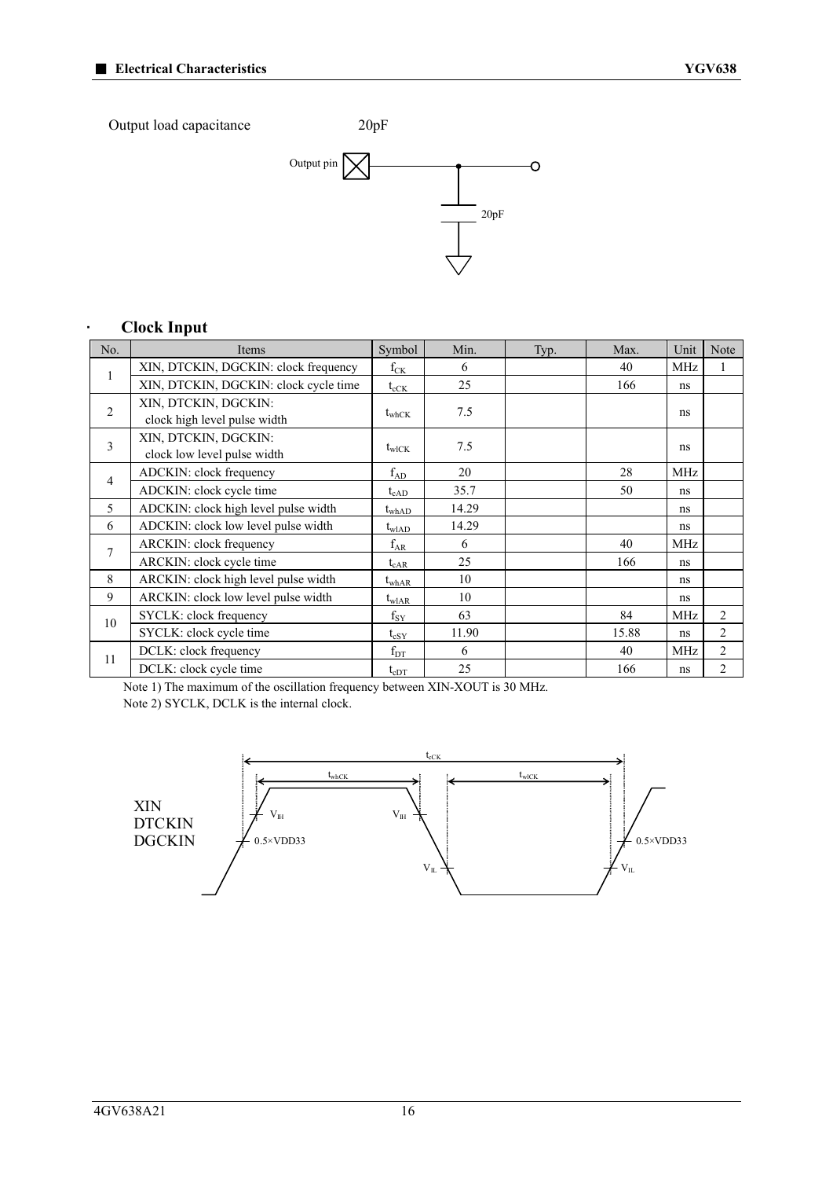Output load capacitance 20pF

## Clock Input

| No. | Items | Symbol | Min. | Typ. | Max. | Unit | Note |
|---|---|---|---|---|---|---|---|
| 1 | XIN, DTCKIN, DGCKIN: clock frequency | $f_{CK}$ | 6 | | 40 | MHz | 1 |
| | XIN, DTCKIN, DGCKIN: clock cycle time | $t_{cCK}$ | 25 | | 166 | ns | |
| 2 | XIN, DTCKIN, DGCKIN: clock high level pulse width | $t_{whCK}$ | 7.5 | | | ns | |
| 3 | XIN, DTCKIN, DGCKIN: clock low level pulse width | $t_{wlCK}$ | 7.5 | | | ns | |
| 4 | ADCKIN: clock frequency | $f_{AD}$ | 20 | | 28 | MHz | |
| | ADCKIN: clock cycle time | $t_{cAD}$ | 35.7 | | 50 | ns | |
| 5 | ADCKIN: clock high level pulse width | $t_{whAD}$ | 14.29 | | | ns | |
| 6 | ADCKIN: clock low level pulse width | $t_{wlAD}$ | 14.29 | | | ns | |
| 7 | ARCKIN: clock frequency | $f_{AR}$ | 6 | | 40 | MHz | |
| | ARCKIN: clock cycle time | $t_{cAR}$ | 25 | | 166 | ns | |
| 8 | ARCKIN: clock high level pulse width | $t_{whAR}$ | 10 | | | ns | |
| 9 | ARCKIN: clock low level pulse width | $t_{wlAR}$ | 10 | | | ns | |
| 10 | SYCLK: clock frequency | $f_{SY}$ | 63 | | 84 | MHz | 2 |
| | SYCLK: clock cycle time | $t_{cSY}$ | 11.90 | | 15.88 | ns | 2 |
| 11 | DCLK: clock frequency | $f_{DT}$ | 6 | | 40 | MHz | 2 |
| | DCLK: clock cycle time | $t_{cDT}$ | 25 | | 166 | ns | 2 |

Note 1) The maximum of the oscillation frequency between XIN-XOUT is 30 MHz.
Note 2) SYCLK, DCLK is the internal clock.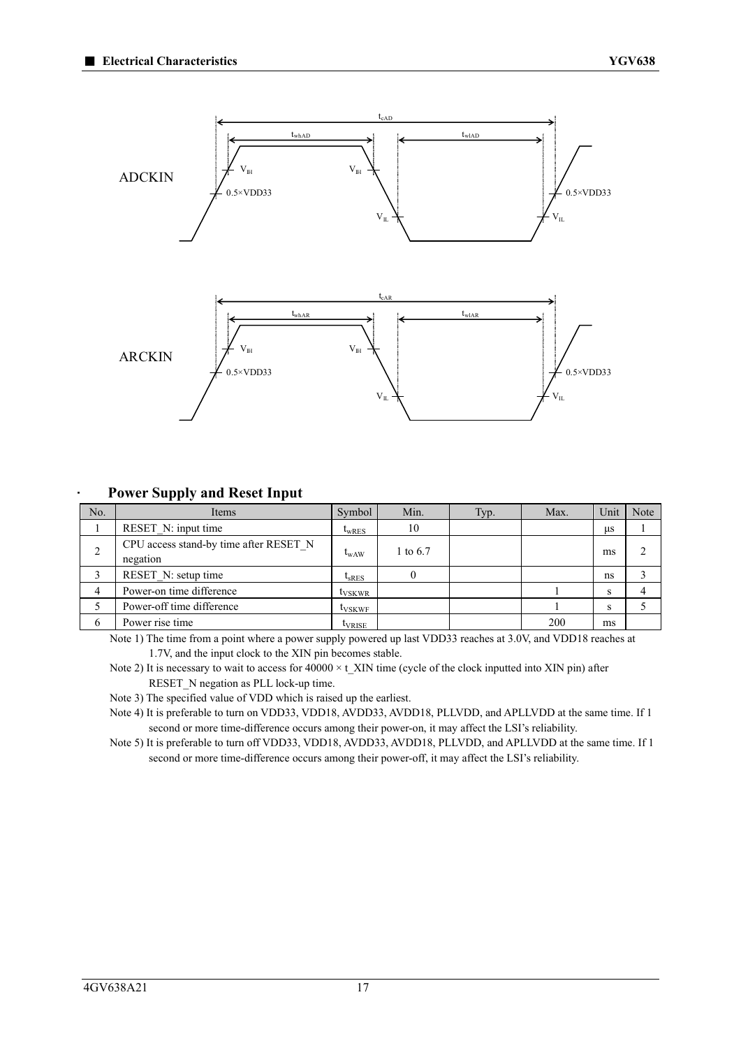ADCKIN

$t_{cAD}$, $t_{whAD}$, $t_{wlAD}$, $V_{IH}$, $V_{IL}$, 0.5×VDD33

ARCKIN

$t_{cAR}$, $t_{whAR}$, $t_{wlAR}$, $V_{IH}$, $V_{IL}$, 0.5×VDD33

### Power Supply and Reset Input

| No. | Items | Symbol | Min. | Typ. | Max. | Unit | Note |
|---|---|---|---|---|---|---|---|
| 1 | RESET_N: input time | $t_{wRES}$ | 10 | | | µs | 1 |
| 2 | CPU access stand-by time after RESET_N negation | $t_{wAW}$ | 1 to 6.7 | | | ms | 2 |
| 3 | RESET_N: setup time | $t_{sRES}$ | 0 | | | ns | 3 |
| 4 | Power-on time difference | $t_{VSKWR}$ | | | 1 | s | 4 |
| 5 | Power-off time difference | $t_{VSKWF}$ | | | 1 | s | 5 |
| 6 | Power rise time | $t_{VRISE}$ | | | 200 | ms | |

Note 1) The time from a point where a power supply powered up last VDD33 reaches at 3.0V, and VDD18 reaches at 1.7V, and the input clock to the XIN pin becomes stable.

Note 2) It is necessary to wait to access for 40000 × t_XIN time (cycle of the clock inputted into XIN pin) after RESET_N negation as PLL lock-up time.

Note 3) The specified value of VDD which is raised up the earliest.

Note 4) It is preferable to turn on VDD33, VDD18, AVDD33, AVDD18, PLLVDD, and APLLVDD at the same time. If 1 second or more time-difference occurs among their power-on, it may affect the LSI's reliability.

Note 5) It is preferable to turn off VDD33, VDD18, AVDD33, AVDD18, PLLVDD, and APLLVDD at the same time. If 1 second or more time-difference occurs among their power-off, it may affect the LSI's reliability.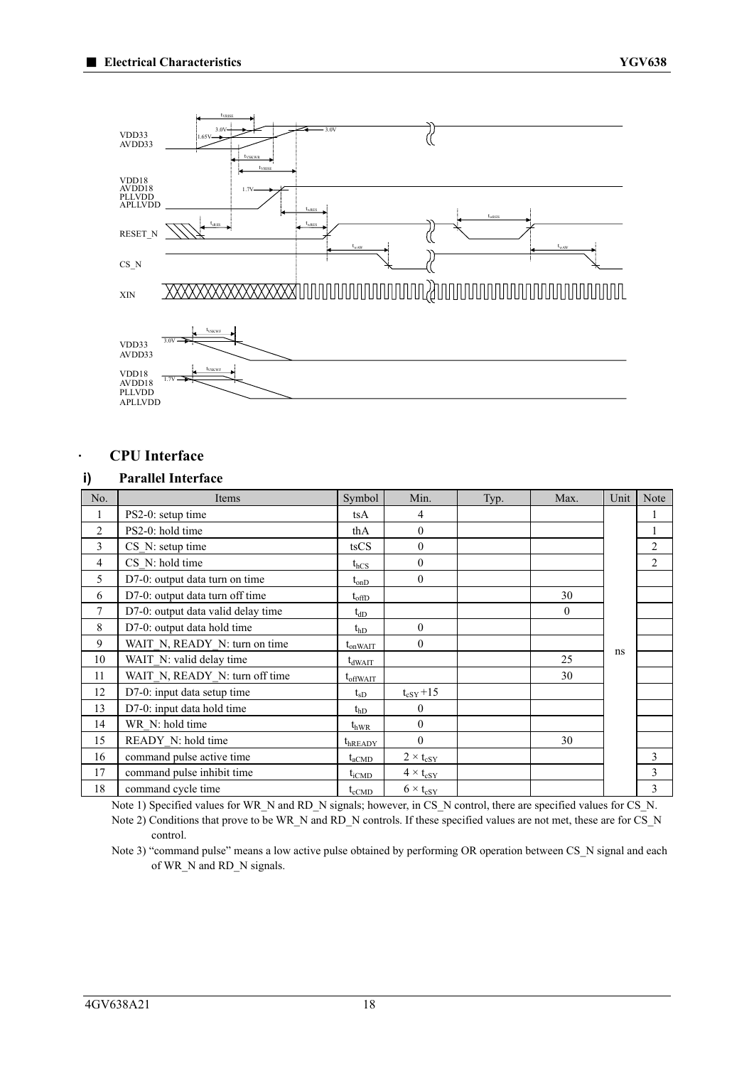VDD33
AVDD33

VDD18
AVDD18
PLLVDD
APLLVDD

RESET_N

CS_N

XIN

VDD33
AVDD33

VDD18
AVDD18
PLLVDD
APLLVDD

### CPU Interface

#### i) Parallel Interface

| No. | Items | Symbol | Min. | Typ. | Max. | Unit | Note |
|---|---|---|---|---|---|---|---|
| 1 | PS2-0: setup time | tsA | 4 | | | ns | 1 |
| 2 | PS2-0: hold time | thA | 0 | | | | 1 |
| 3 | CS_N: setup time | tsCS | 0 | | | | 2 |
| 4 | CS_N: hold time | $t_{hCS}$ | 0 | | | | 2 |
| 5 | D7-0: output data turn on time | $t_{onD}$ | 0 | | | | |
| 6 | D7-0: output data turn off time | $t_{offD}$ | | | 30 | | |
| 7 | D7-0: output data valid delay time | $t_{dD}$ | | | 0 | | |
| 8 | D7-0: output data hold time | $t_{hD}$ | 0 | | | | |
| 9 | WAIT_N, READY_N: turn on time | $t_{onWAIT}$ | 0 | | | | |
| 10 | WAIT_N: valid delay time | $t_{dWAIT}$ | | | 25 | | |
| 11 | WAIT_N, READY_N: turn off time | $t_{offWAIT}$ | | | 30 | | |
| 12 | D7-0: input data setup time | $t_{sD}$ | $t_{cSY}+15$ | | | | |
| 13 | D7-0: input data hold time | $t_{hD}$ | 0 | | | | |
| 14 | WR_N: hold time | $t_{hWR}$ | 0 | | | | |
| 15 | READY_N: hold time | $t_{hREADY}$ | 0 | | 30 | | |
| 16 | command pulse active time | $t_{aCMD}$ | $2 \times t_{cSY}$ | | | | 3 |
| 17 | command pulse inhibit time | $t_{iCMD}$ | $4 \times t_{cSY}$ | | | | 3 |
| 18 | command cycle time | $t_{cCMD}$ | $6 \times t_{cSY}$ | | | | 3 |

Note 1) Specified values for WR_N and RD_N signals; however, in CS_N control, there are specified values for CS_N.

Note 2) Conditions that prove to be WR_N and RD_N controls. If these specified values are not met, these are for CS_N control.

Note 3) "command pulse" means a low active pulse obtained by performing OR operation between CS_N signal and each of WR_N and RD_N signals.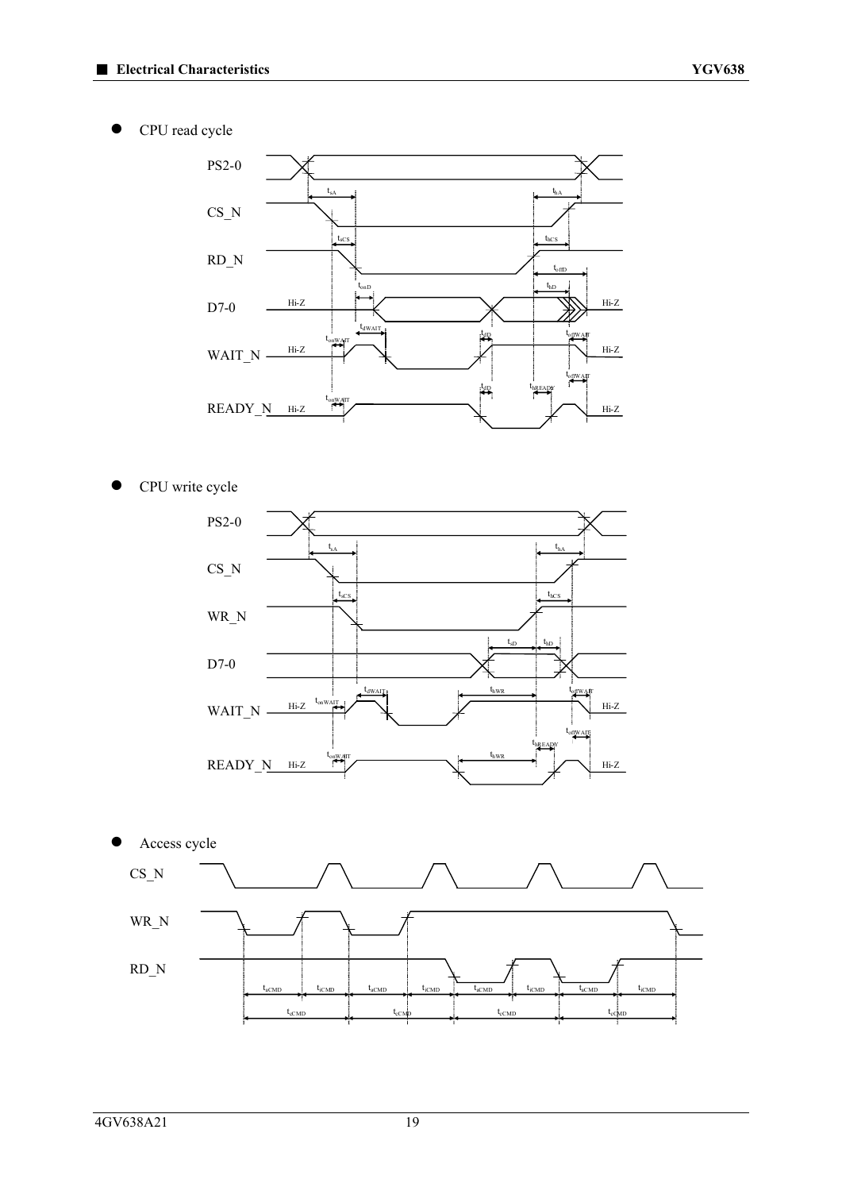- CPU read cycle

PS2-0

$t_{sA}$ $t_{hA}$

CS_N

$t_{sCS}$ $t_{hCS}$

RD_N

$t_{offD}$

$t_{onD}$ $t_{hD}$

D7-0 Hi-Z Hi-Z

$t_{dWAIT}$ $t_{dD}$ $t_{offWAIT}$

$t_{onWAIT}$

WAIT_N Hi-Z Hi-Z

$t_{offWAIT}$

$t_{dD}$ $t_{hREADY}$

$t_{onWAIT}$

READY_N Hi-Z Hi-Z

- CPU write cycle

PS2-0

$t_{sA}$ $t_{hA}$

CS_N

$t_{sCS}$ $t_{hCS}$

WR_N

$t_{sD}$ $t_{hD}$

D7-0

$t_{dWAIT}$ $t_{hWR}$ $t_{offWAIT}$

$t_{onWAIT}$

WAIT_N Hi-Z Hi-Z

$t_{offWAIT}$

$t_{hREADY}$

$t_{onWAIT}$ $t_{hWR}$

READY_N Hi-Z Hi-Z

- Access cycle

CS_N

WR_N

RD_N

$t_{aCMD}$ $t_{iCMD}$ $t_{aCMD}$ $t_{iCMD}$ $t_{aCMD}$ $t_{iCMD}$ $t_{aCMD}$ $t_{iCMD}$

$t_{cCMD}$ $t_{cCMD}$ $t_{cCMD}$ $t_{cCMD}$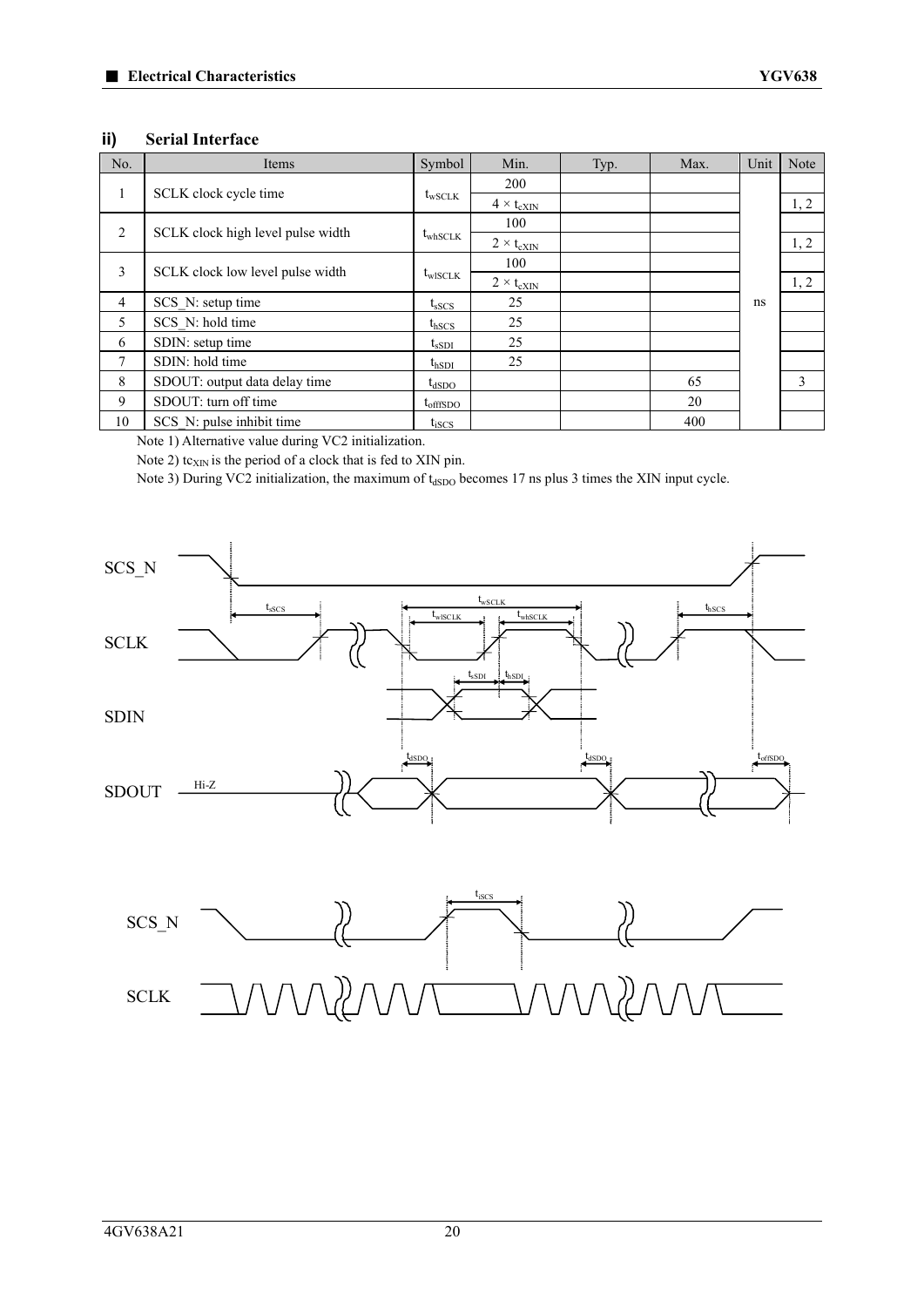### ii) Serial Interface

| No. | Items | Symbol | Min. | Typ. | Max. | Unit | Note |
|---|---|---|---|---|---|---|---|
| 1 | SCLK clock cycle time | $t_{wSCLK}$ | 200 | | | ns | |
| | | | $4 \times t_{cXIN}$ | | | | 1, 2 |
| 2 | SCLK clock high level pulse width | $t_{whSCLK}$ | 100 | | | | |
| | | | $2 \times t_{cXIN}$ | | | | 1, 2 |
| 3 | SCLK clock low level pulse width | $t_{wlSCLK}$ | 100 | | | | |
| | | | $2 \times t_{cXIN}$ | | | | 1, 2 |
| 4 | SCS_N: setup time | $t_{sSCS}$ | 25 | | | | |
| 5 | SCS_N: hold time | $t_{hSCS}$ | 25 | | | | |
| 6 | SDIN: setup time | $t_{sSDI}$ | 25 | | | | |
| 7 | SDIN: hold time | $t_{hSDI}$ | 25 | | | | |
| 8 | SDOUT: output data delay time | $t_{dSDO}$ | | | 65 | | 3 |
| 9 | SDOUT: turn off time | $t_{offSDO}$ | | | 20 | | |
| 10 | SCS_N: pulse inhibit time | $t_{iSCS}$ | | | 400 | | |

Note 1) Alternative value during VC2 initialization.

Note 2) $tc_{XIN}$ is the period of a clock that is fed to XIN pin.

Note 3) During VC2 initialization, the maximum of $t_{dSDO}$ becomes 17 ns plus 3 times the XIN input cycle.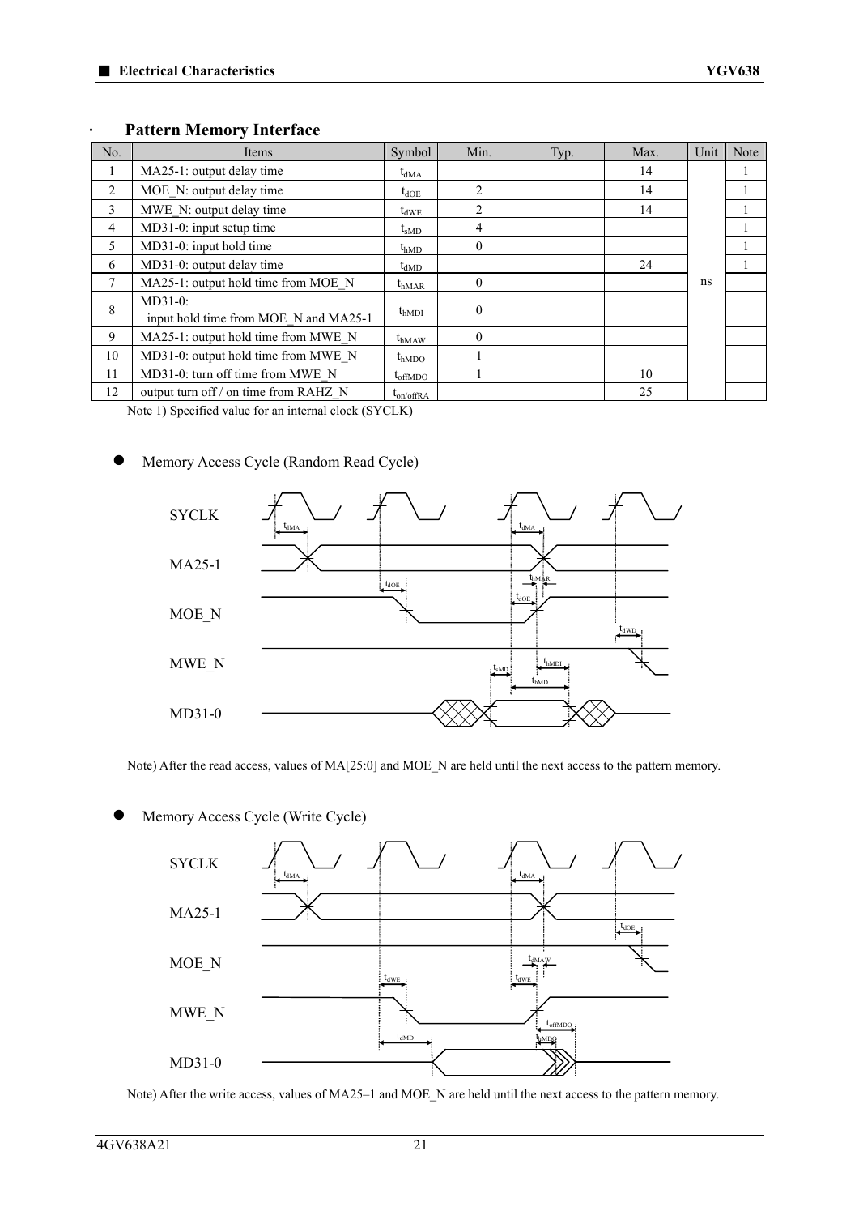## Pattern Memory Interface

| No. | Items | Symbol | Min. | Typ. | Max. | Unit | Note |
|---|---|---|---|---|---|---|---|
| 1 | MA25-1: output delay time | $t_{dMA}$ | | | 14 | ns | 1 |
| 2 | MOE_N: output delay time | $t_{dOE}$ | 2 | | 14 | | 1 |
| 3 | MWE_N: output delay time | $t_{dWE}$ | 2 | | 14 | | 1 |
| 4 | MD31-0: input setup time | $t_{sMD}$ | 4 | | | | 1 |
| 5 | MD31-0: input hold time | $t_{hMD}$ | 0 | | | | 1 |
| 6 | MD31-0: output delay time | $t_{dMD}$ | | | 24 | | 1 |
| 7 | MA25-1: output hold time from MOE_N | $t_{hMAR}$ | 0 | | | | |
| 8 | MD31-0: input hold time from MOE_N and MA25-1 | $t_{hMDI}$ | 0 | | | | |
| 9 | MA25-1: output hold time from MWE_N | $t_{hMAW}$ | 0 | | | | |
| 10 | MD31-0: output hold time from MWE_N | $t_{hMDO}$ | 1 | | | | |
| 11 | MD31-0: turn off time from MWE_N | $t_{offMDO}$ | 1 | | 10 | | |
| 12 | output turn off / on time from RAHZ_N | $t_{on/offRA}$ | | | 25 | | |

Note 1) Specified value for an internal clock (SYCLK)

- Memory Access Cycle (Random Read Cycle)

Note) After the read access, values of MA[25:0] and MOE_N are held until the next access to the pattern memory.

- Memory Access Cycle (Write Cycle)

Note) After the write access, values of MA25–1 and MOE_N are held until the next access to the pattern memory.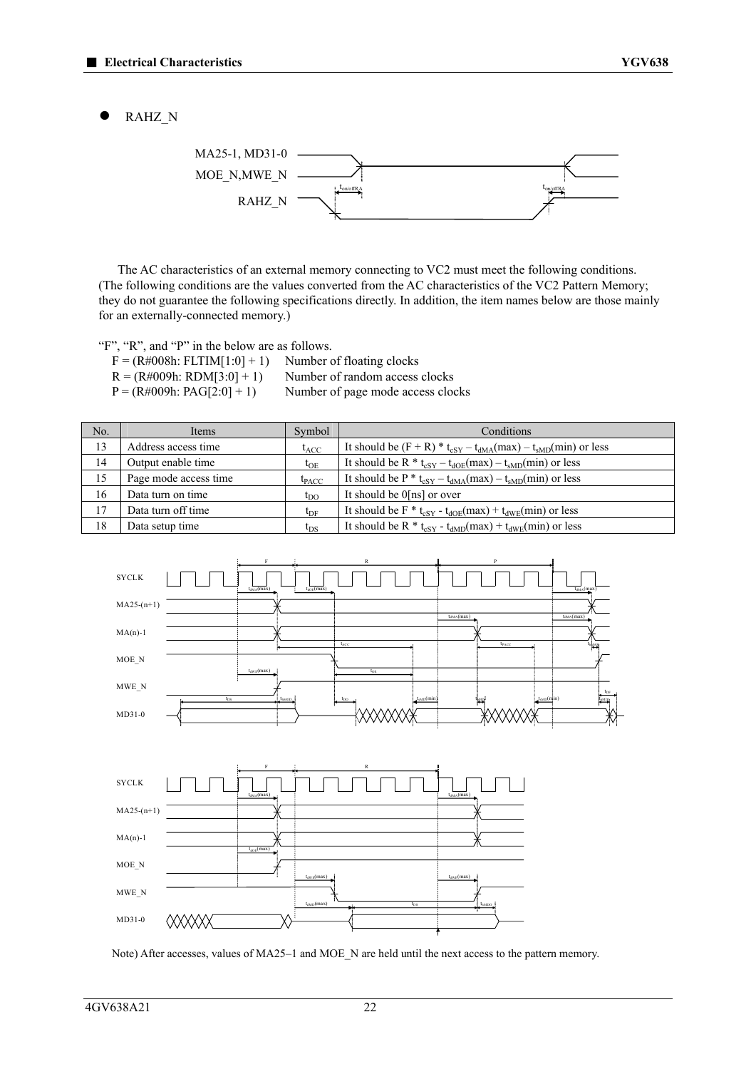- RAHZ_N

The AC characteristics of an external memory connecting to VC2 must meet the following conditions. (The following conditions are the values converted from the AC characteristics of the VC2 Pattern Memory; they do not guarantee the following specifications directly. In addition, the item names below are those mainly for an externally-connected memory.)

"F", "R", and "P" in the below are as follows.

F = (R#008h: FLTIM[1:0] + 1) Number of floating clocks
R = (R#009h: RDM[3:0] + 1) Number of random access clocks
P = (R#009h: PAG[2:0] + 1) Number of page mode access clocks

| No. | Items | Symbol | Conditions |
|---|---|---|---|
| 13 | Address access time | $t_{ACC}$ | It should be (F + R) * $t_{cSY}$ – $t_{dMA}$(max) – $t_{sMD}$(min) or less |
| 14 | Output enable time | $t_{OE}$ | It should be R * $t_{cSY}$ – $t_{dOE}$(max) – $t_{sMD}$(min) or less |
| 15 | Page mode access time | $t_{PACC}$ | It should be P * $t_{cSY}$ – $t_{dMA}$(max) – $t_{sMD}$(min) or less |
| 16 | Data turn on time | $t_{DO}$ | It should be 0[ns] or over |
| 17 | Data turn off time | $t_{DF}$ | It should be F * $t_{cSY}$ - $t_{dOE}$(max) + $t_{dWE}$(min) or less |
| 18 | Data setup time | $t_{DS}$ | It should be R * $t_{cSY}$ - $t_{dMD}$(max) + $t_{dWE}$(min) or less |

Note) After accesses, values of MA25–1 and MOE_N are held until the next access to the pattern memory.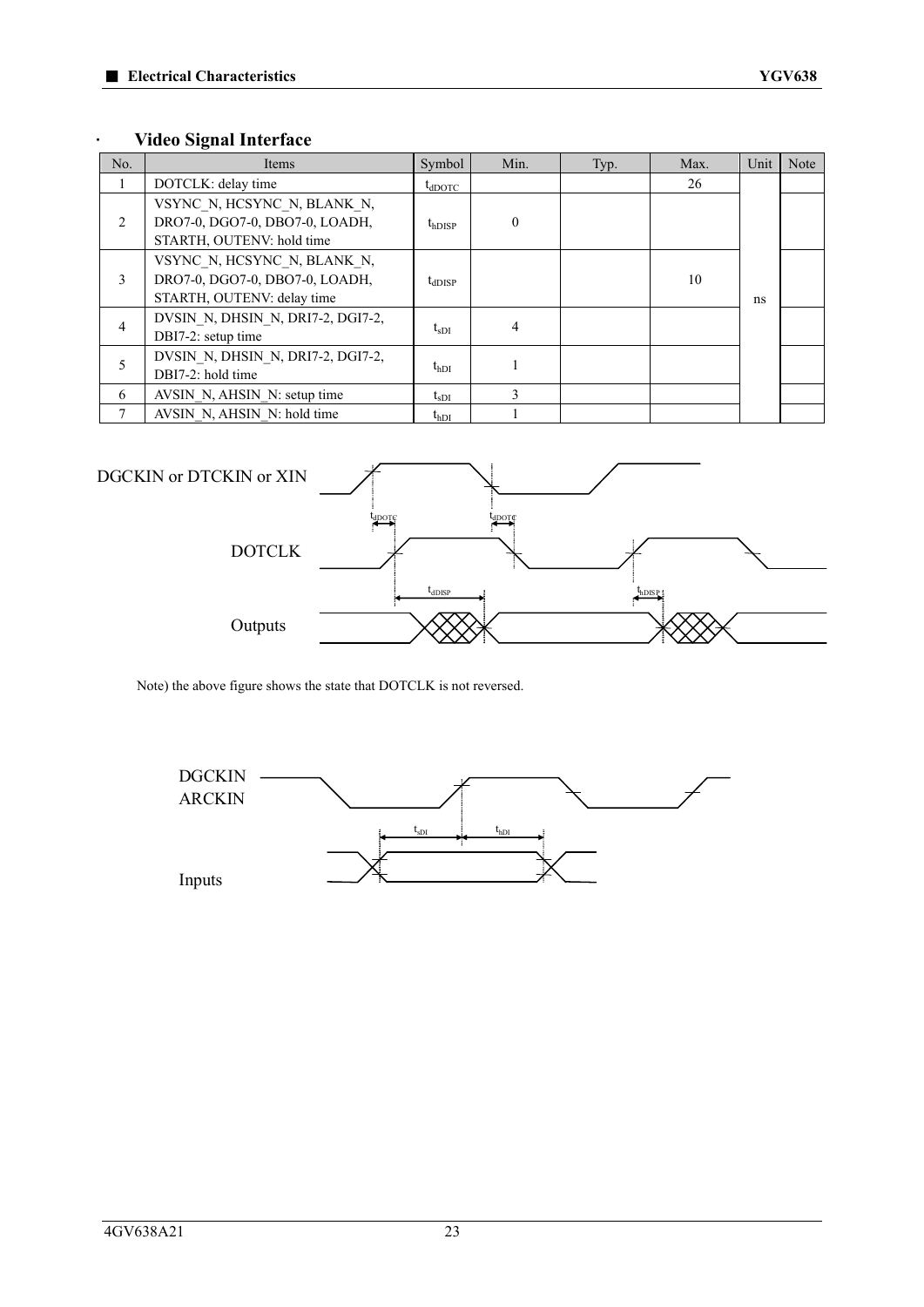- **Video Signal Interface**

| No. | Items | Symbol | Min. | Typ. | Max. | Unit | Note |
|---|---|---|---|---|---|---|---|
| 1 | DOTCLK: delay time | $t_{dDOTC}$ | | | 26 | ns | |
| 2 | VSYNC_N, HCSYNC_N, BLANK_N, DRO7-0, DGO7-0, DBO7-0, LOADH, STARTH, OUTENV: hold time | $t_{hDISP}$ | 0 | | | | |
| 3 | VSYNC_N, HCSYNC_N, BLANK_N, DRO7-0, DGO7-0, DBO7-0, LOADH, STARTH, OUTENV: delay time | $t_{dDISP}$ | | | 10 | | |
| 4 | DVSIN_N, DHSIN_N, DRI7-2, DGI7-2, DBI7-2: setup time | $t_{sDI}$ | 4 | | | | |
| 5 | DVSIN_N, DHSIN_N, DRI7-2, DGI7-2, DBI7-2: hold time | $t_{hDI}$ | 1 | | | | |
| 6 | AVSIN_N, AHSIN_N: setup time | $t_{sDI}$ | 3 | | | | |
| 7 | AVSIN_N, AHSIN_N: hold time | $t_{hDI}$ | 1 | | | | |

DGCKIN or DTCKIN or XIN

$t_{dDOTC}$ $t_{dDOTC}$

DOTCLK

$t_{dDISP}$ $t_{hDISP}$

Outputs

Note) the above figure shows the state that DOTCLK is not reversed.

DGCKIN
ARCKIN

$t_{sDI}$ $t_{hDI}$

Inputs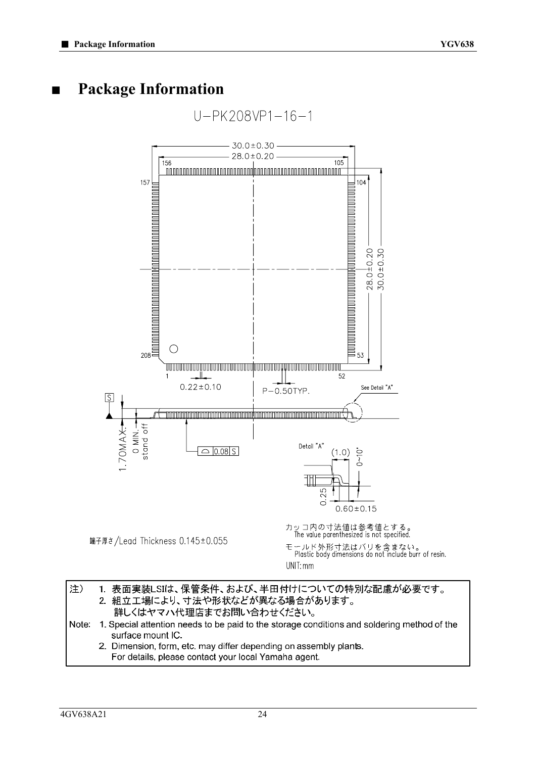# ■ Package Information

U-PK208VP1-16-1

30.0±0.30

28.0±0.20

156 105

157 104

208 53

1 52

28.0±0.20

30.0±0.30

0.22±0.10

P-0.50TYP.

See Detail "A"

S

1.70MAX.

0 MIN. stand off

⌓ 0.08 S

Detail "A"

(1.0)

0~10°

0.25

0.60±0.15

端子厚さ/Lead Thickness 0.145±0.055

カッコ内の寸法値は参考値とする。
The value parenthesized is not specified.

モールド外形寸法はバリを含まない。
Plastic body dimensions do not include burr of resin.

UNIT: mm

注） 1. 表面実装LSIは、保管条件、および、半田付けについての特別な配慮が必要です。
2. 組立工場により、寸法や形状などが異なる場合があります。
詳しくはヤマハ代理店までお問い合わせください。

Note: 1. Special attention needs to be paid to the storage conditions and soldering method of the surface mount IC.
2. Dimension, form, etc. may differ depending on assembly plants.
For details, please contact your local Yamaha agent.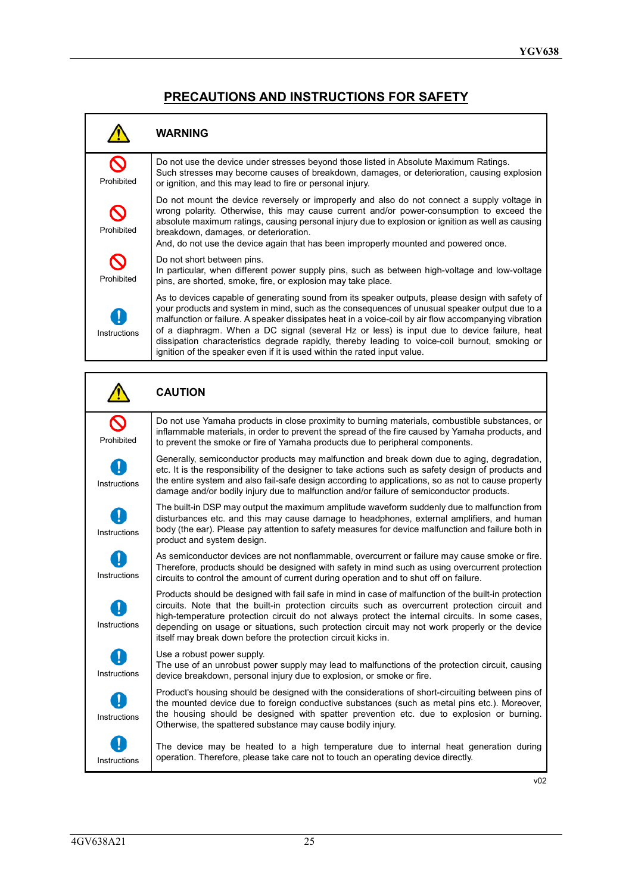# PRECAUTIONS AND INSTRUCTIONS FOR SAFETY

| | WARNING |
|---|---|
| Prohibited | Do not use the device under stresses beyond those listed in Absolute Maximum Ratings. Such stresses may become causes of breakdown, damages, or deterioration, causing explosion or ignition, and this may lead to fire or personal injury. |
| Prohibited | Do not mount the device reversely or improperly and also do not connect a supply voltage in wrong polarity. Otherwise, this may cause current and/or power-consumption to exceed the absolute maximum ratings, causing personal injury due to explosion or ignition as well as causing breakdown, damages, or deterioration.<br>And, do not use the device again that has been improperly mounted and powered once. |
| Prohibited | Do not short between pins.<br>In particular, when different power supply pins, such as between high-voltage and low-voltage pins, are shorted, smoke, fire, or explosion may take place. |
| Instructions | As to devices capable of generating sound from its speaker outputs, please design with safety of your products and system in mind, such as the consequences of unusual speaker output due to a malfunction or failure. A speaker dissipates heat in a voice-coil by air flow accompanying vibration of a diaphragm. When a DC signal (several Hz or less) is input due to device failure, heat dissipation characteristics degrade rapidly, thereby leading to voice-coil burnout, smoking or ignition of the speaker even if it is used within the rated input value. |

| | CAUTION |
|---|---|
| Prohibited | Do not use Yamaha products in close proximity to burning materials, combustible substances, or inflammable materials, in order to prevent the spread of the fire caused by Yamaha products, and to prevent the smoke or fire of Yamaha products due to peripheral components. |
| Instructions | Generally, semiconductor products may malfunction and break down due to aging, degradation, etc. It is the responsibility of the designer to take actions such as safety design of products and the entire system and also fail-safe design according to applications, so as not to cause property damage and/or bodily injury due to malfunction and/or failure of semiconductor products. |
| Instructions | The built-in DSP may output the maximum amplitude waveform suddenly due to malfunction from disturbances etc. and this may cause damage to headphones, external amplifiers, and human body (the ear). Please pay attention to safety measures for device malfunction and failure both in product and system design. |
| Instructions | As semiconductor devices are not nonflammable, overcurrent or failure may cause smoke or fire. Therefore, products should be designed with safety in mind such as using overcurrent protection circuits to control the amount of current during operation and to shut off on failure. |
| Instructions | Products should be designed with fail safe in mind in case of malfunction of the built-in protection circuits. Note that the built-in protection circuits such as overcurrent protection circuit and high-temperature protection circuit do not always protect the internal circuits. In some cases, depending on usage or situations, such protection circuit may not work properly or the device itself may break down before the protection circuit kicks in. |
| Instructions | Use a robust power supply.<br>The use of an unrobust power supply may lead to malfunctions of the protection circuit, causing device breakdown, personal injury due to explosion, or smoke or fire. |
| Instructions | Product's housing should be designed with the considerations of short-circuiting between pins of the mounted device due to foreign conductive substances (such as metal pins etc.). Moreover, the housing should be designed with spatter prevention etc. due to explosion or burning. Otherwise, the spattered substance may cause bodily injury. |
| Instructions | The device may be heated to a high temperature due to internal heat generation during operation. Therefore, please take care not to touch an operating device directly. |

v02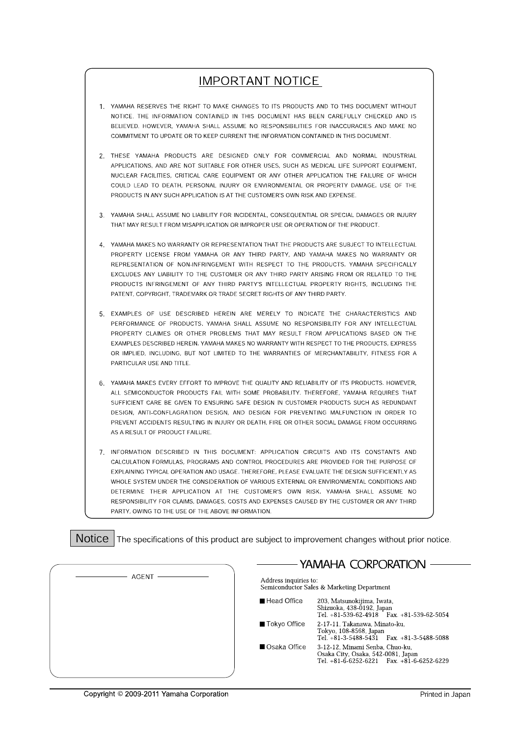# IMPORTANT NOTICE

1. YAMAHA RESERVES THE RIGHT TO MAKE CHANGES TO ITS PRODUCTS AND TO THIS DOCUMENT WITHOUT NOTICE. THE INFORMATION CONTAINED IN THIS DOCUMENT HAS BEEN CAREFULLY CHECKED AND IS BELIEVED. HOWEVER, YAMAHA SHALL ASSUME NO RESPONSIBILITIES FOR INACCURACIES AND MAKE NO COMMITMENT TO UPDATE OR TO KEEP CURRENT THE INFORMATION CONTAINED IN THIS DOCUMENT.

2. THESE YAMAHA PRODUCTS ARE DESIGNED ONLY FOR COMMERCIAL AND NORMAL INDUSTRIAL APPLICATIONS, AND ARE NOT SUITABLE FOR OTHER USES, SUCH AS MEDICAL LIFE SUPPORT EQUIPMENT, NUCLEAR FACILITIES, CRITICAL CARE EQUIPMENT OR ANY OTHER APPLICATION THE FAILURE OF WHICH COULD LEAD TO DEATH, PERSONAL INJURY OR ENVIRONMENTAL OR PROPERTY DAMAGE. USE OF THE PRODUCTS IN ANY SUCH APPLICATION IS AT THE CUSTOMER'S OWN RISK AND EXPENSE.

3. YAMAHA SHALL ASSUME NO LIABILITY FOR INCIDENTAL, CONSEQUENTIAL OR SPECIAL DAMAGES OR INJURY THAT MAY RESULT FROM MISAPPLICATION OR IMPROPER USE OR OPERATION OF THE PRODUCT.

4. YAMAHA MAKES NO WARRANTY OR REPRESENTATION THAT THE PRODUCTS ARE SUBJECT TO INTELLECTUAL PROPERTY LICENSE FROM YAMAHA OR ANY THIRD PARTY, AND YAMAHA MAKES NO WARRANTY OR REPRESENTATION OF NON-INFRINGEMENT WITH RESPECT TO THE PRODUCTS. YAMAHA SPECIFICALLY EXCLUDES ANY LIABILITY TO THE CUSTOMER OR ANY THIRD PARTY ARISING FROM OR RELATED TO THE PRODUCTS INFRINGEMENT OF ANY THIRD PARTY'S INTELLECTUAL PROPERTY RIGHTS, INCLUDING THE PATENT, COPYRIGHT, TRADEMARK OR TRADE SECRET RIGHTS OF ANY THIRD PARTY.

5. EXAMPLES OF USE DESCRIBED HEREIN ARE MERELY TO INDICATE THE CHARACTERISTICS AND PERFORMANCE OF PRODUCTS. YAMAHA SHALL ASSUME NO RESPONSIBILITY FOR ANY INTELLECTUAL PROPERTY CLAIMES OR OTHER PROBLEMS THAT MAY RESULT FROM APPLICATIONS BASED ON THE EXAMPLES DESCRIBED HEREIN. YAMAHA MAKES NO WARRANTY WITH RESPECT TO THE PRODUCTS, EXPRESS OR IMPLIED, INCLUDING, BUT NOT LIMITED TO THE WARRANTIES OF MERCHANTABILITY, FITNESS FOR A PARTICULAR USE AND TITLE.

6. YAMAHA MAKES EVERY EFFORT TO IMPROVE THE QUALITY AND RELIABILITY OF ITS PRODUCTS. HOWEVER, ALL SEMICONDUCTOR PRODUCTS FAIL WITH SOME PROBABILITY. THEREFORE, YAMAHA REQUIRES THAT SUFFICIENT CARE BE GIVEN TO ENSURING SAFE DESIGN IN CUSTOMER PRODUCTS SUCH AS REDUNDANT DESIGN, ANTI-CONFLAGRATION DESIGN, AND DESIGN FOR PREVENTING MALFUNCTION IN ORDER TO PREVENT ACCIDENTS RESULTING IN INJURY OR DEATH, FIRE OR OTHER SOCIAL DAMAGE FROM OCCURRING AS A RESULT OF PRODUCT FAILURE.

7. INFORMATION DESCRIBED IN THIS DOCUMENT: APPLICATION CIRCUITS AND ITS CONSTANTS AND CALCULATION FORMULAS, PROGRAMS AND CONTROL PROCEDURES ARE PROVIDED FOR THE PURPOSE OF EXPLAINING TYPICAL OPERATION AND USAGE. THEREFORE, PLEASE EVALUATE THE DESIGN SUFFICIENTLY AS WHOLE SYSTEM UNDER THE CONSIDERATION OF VARIOUS EXTERNAL OR ENVIRONMENTAL CONDITIONS AND DETERMINE THEIR APPLICATION AT THE CUSTOMER'S OWN RISK. YAMAHA SHALL ASSUME NO RESPONSIBILITY FOR CLAIMS, DAMAGES, COSTS AND EXPENSES CAUSED BY THE CUSTOMER OR ANY THIRD PARTY, OWING TO THE USE OF THE ABOVE INFORMATION.

**Notice** The specifications of this product are subject to improvement changes without prior notice.

AGENT

## YAMAHA CORPORATION

Address inquiries to:
Semiconductor Sales & Marketing Department

- **Head Office** 203, Matsunokijima, Iwata, Shizuoka, 438-0192, Japan
  Tel. +81-539-62-4918 Fax. +81-539-62-5054
- **Tokyo Office** 2-17-11, Takanawa, Minato-ku, Tokyo, 108-8568, Japan
  Tel. +81-3-5488-5431 Fax. +81-3-5488-5088
- **Osaka Office** 3-12-12, Minami Senba, Chuo-ku, Osaka City, Osaka, 542-0081, Japan
  Tel. +81-6-6252-6221 Fax. +81-6-6252-6229

Copyright © 2009-2011 Yamaha Corporation

Printed in Japan